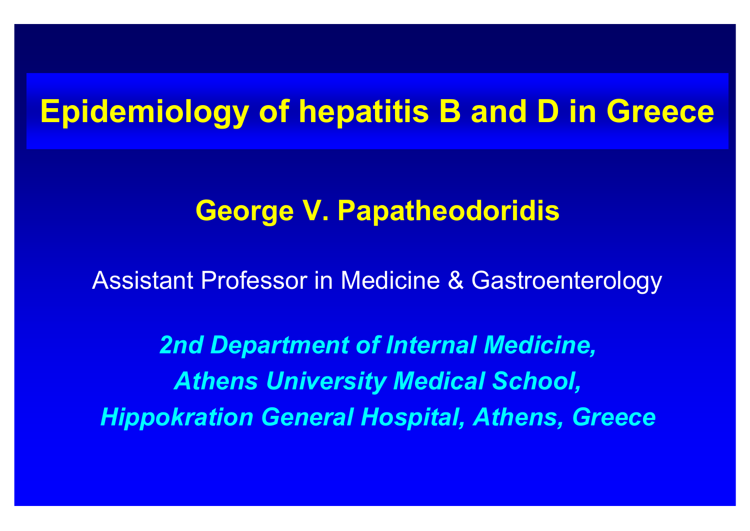# Epidemiology of hepatitis B and D in Greece

**George V. Papatheodoridis**

Assistant Professor in Medicine & Gastroenterology

***2nd Department of Internal Medicine,***
***Athens University Medical School,***
***Hippokration General Hospital, Athens, Greece***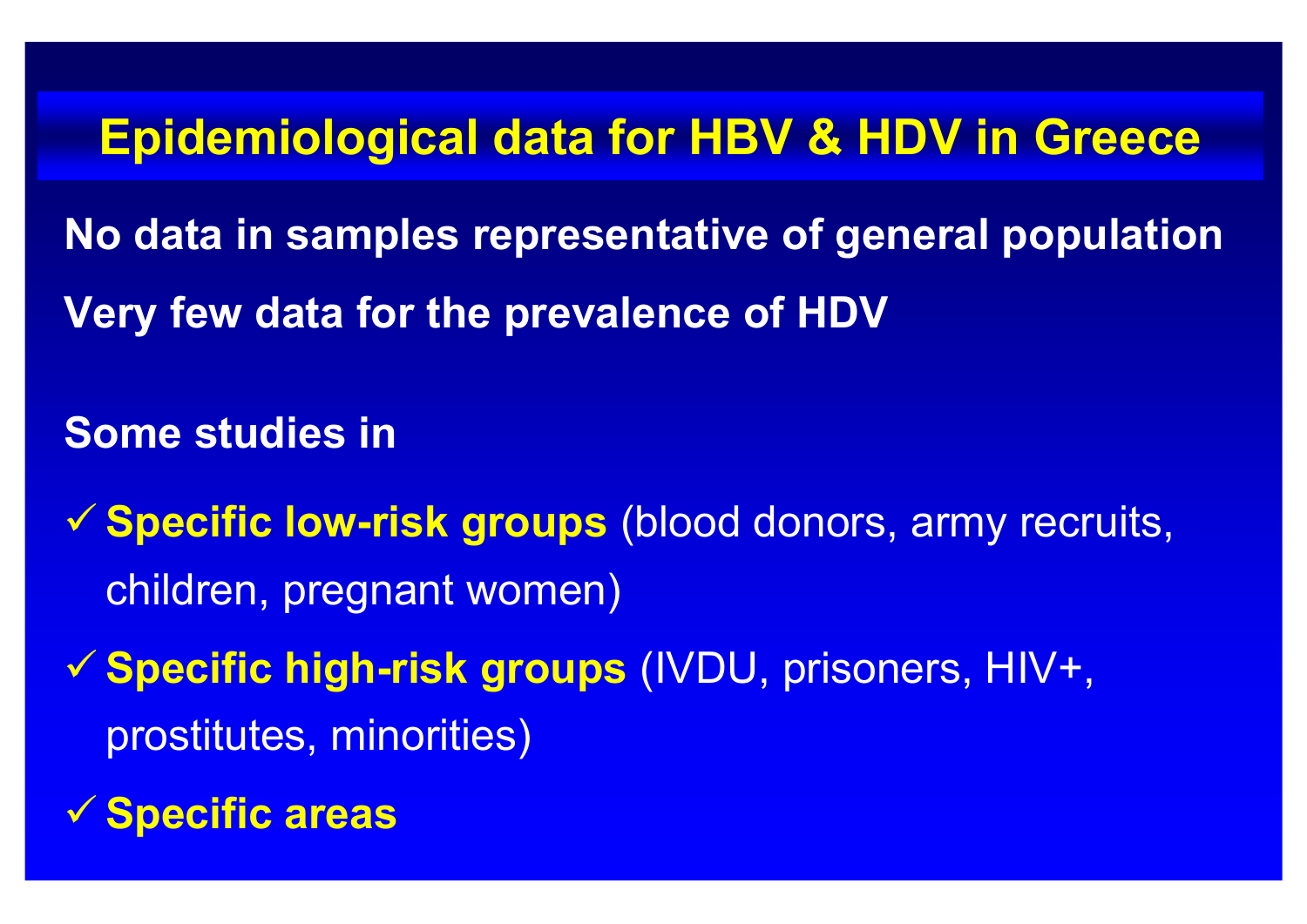# Epidemiological data for HBV & HDV in Greece

**No data in samples representative of general population**

**Very few data for the prevalence of HDV**

**Some studies in**

- ✓ **Specific low-risk groups** (blood donors, army recruits, children, pregnant women)
- ✓ **Specific high-risk groups** (IVDU, prisoners, HIV+, prostitutes, minorities)
- ✓ **Specific areas**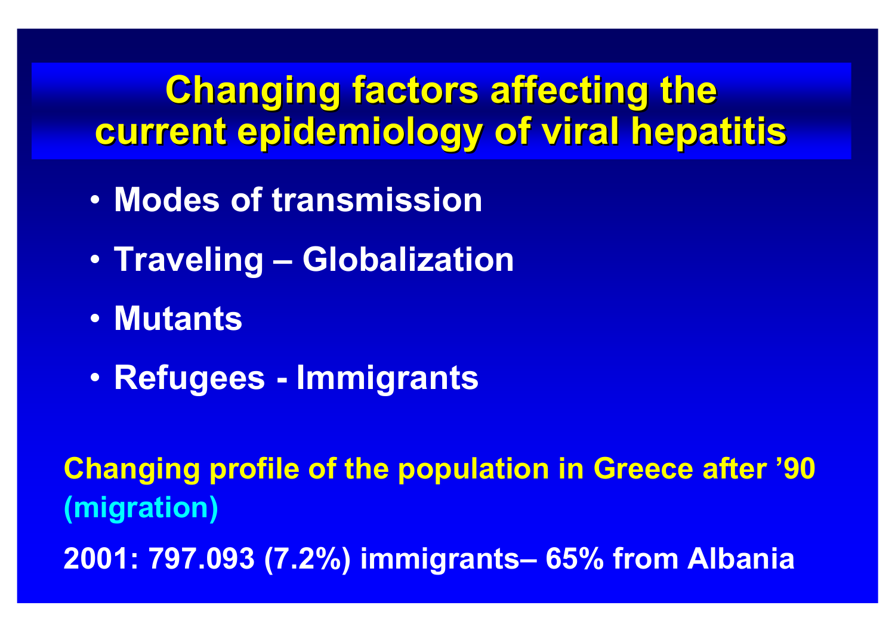# Changing factors affecting the current epidemiology of viral hepatitis

- **Modes of transmission**
- **Traveling – Globalization**
- **Mutants**
- **Refugees - Immigrants**

**Changing profile of the population in Greece after '90 (migration)**

**2001: 797.093 (7.2%) immigrants– 65% from Albania**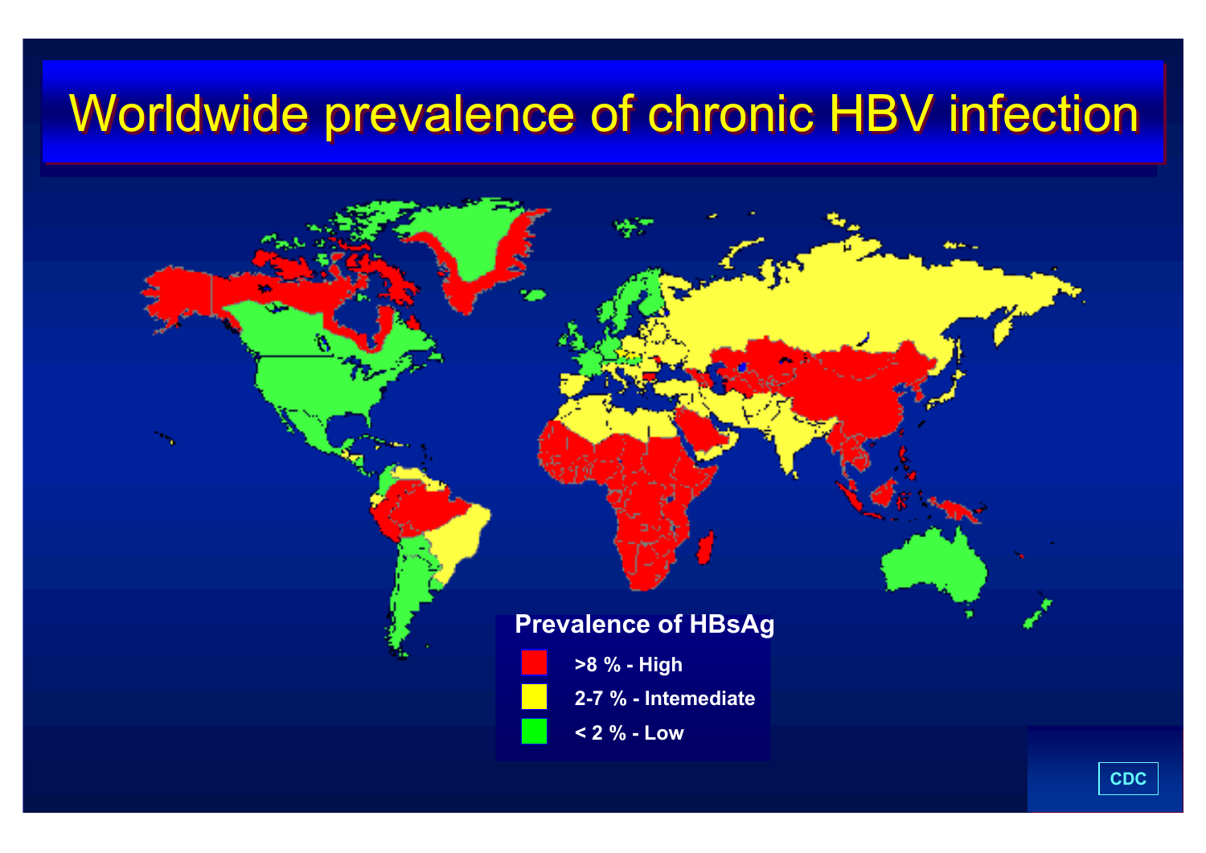# Worldwide prevalence of chronic HBV infection

**Prevalence of HBsAg**

- >8 % - High
- 2-7 % - Intemediate
- < 2 % - Low

CDC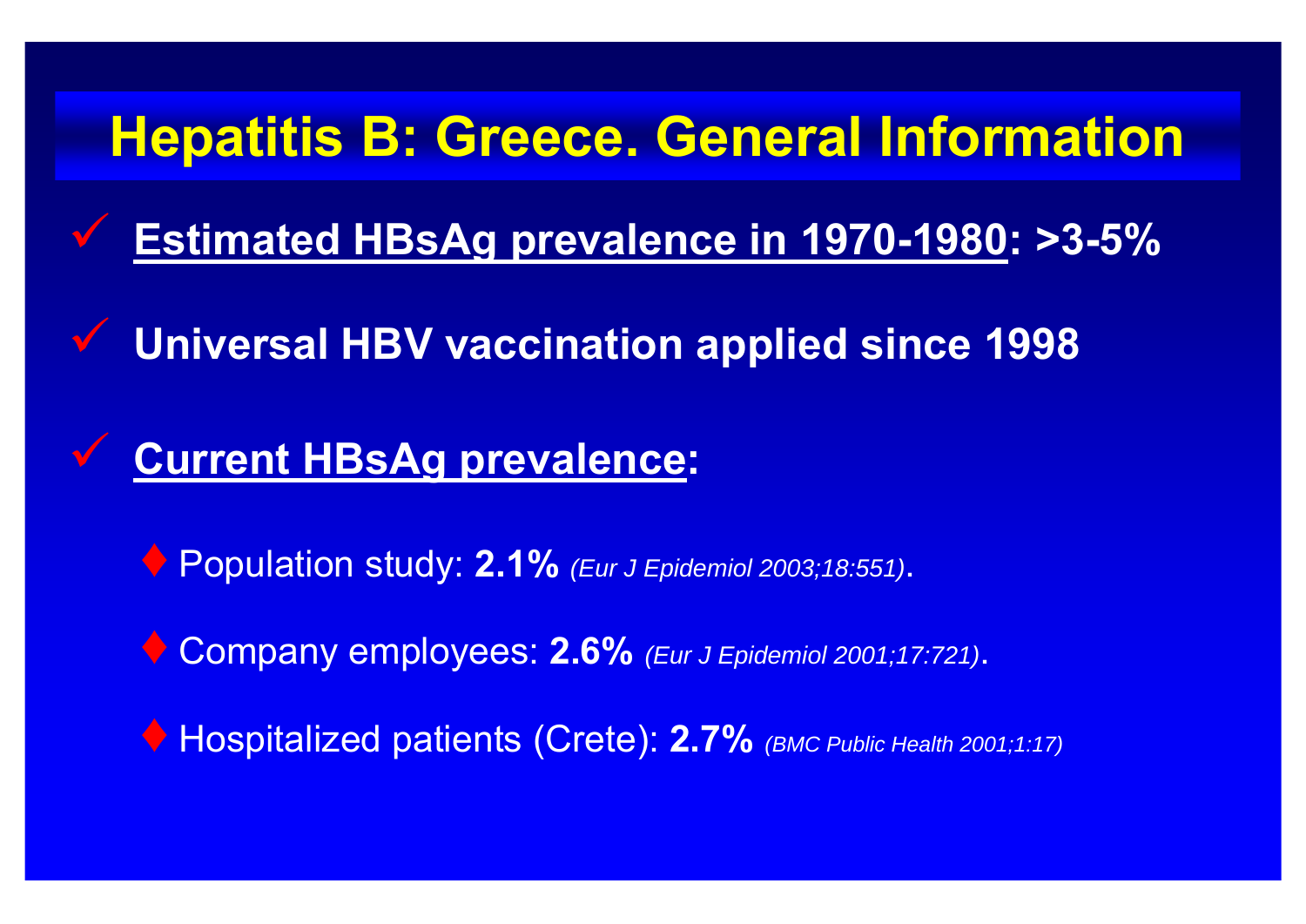# Hepatitis B: Greece. General Information

- **Estimated HBsAg prevalence in 1970-1980: >3-5%**
- **Universal HBV vaccination applied since 1998**
- **Current HBsAg prevalence:**
  - Population study: **2.1%** *(Eur J Epidemiol 2003;18:551)*.
  - Company employees: **2.6%** *(Eur J Epidemiol 2001;17:721)*.
  - Hospitalized patients (Crete): **2.7%** *(BMC Public Health 2001;1:17)*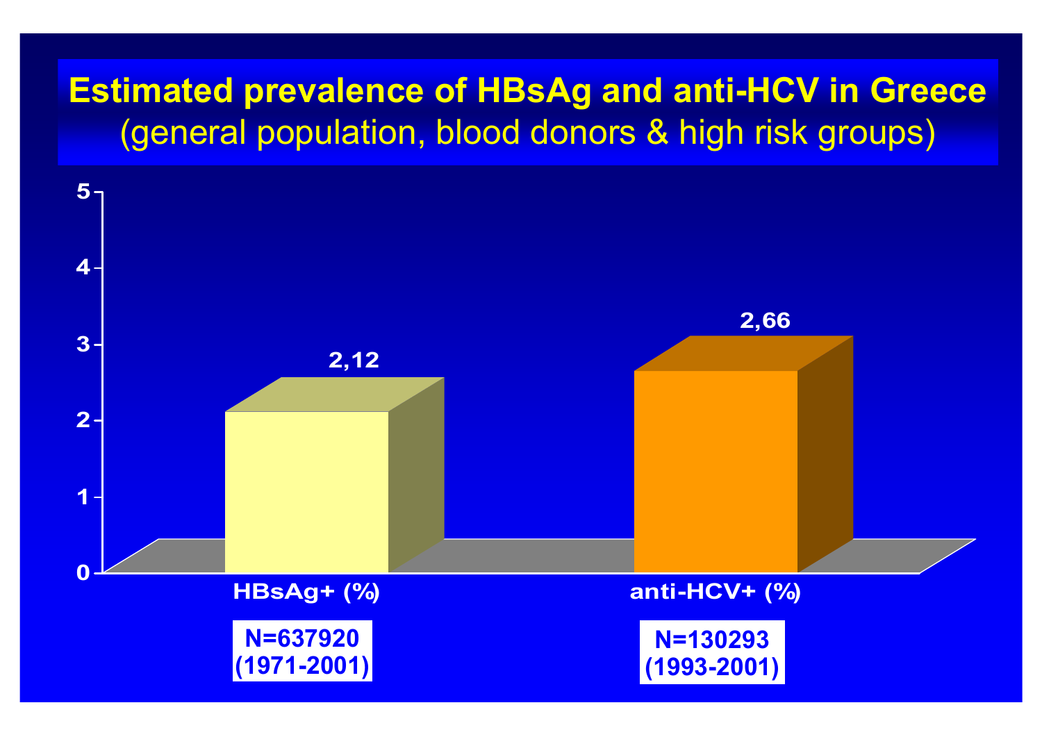# Estimated prevalence of HBsAg and anti-HCV in Greece

(general population, blood donors & high risk groups)

| | HBsAg+ (%) | anti-HCV+ (%) |
|---|---|---|
| Prevalence | 2,12 | 2,66 |
| N | N=637920 | N=130293 |
| Period | (1971-2001) | (1993-2001) |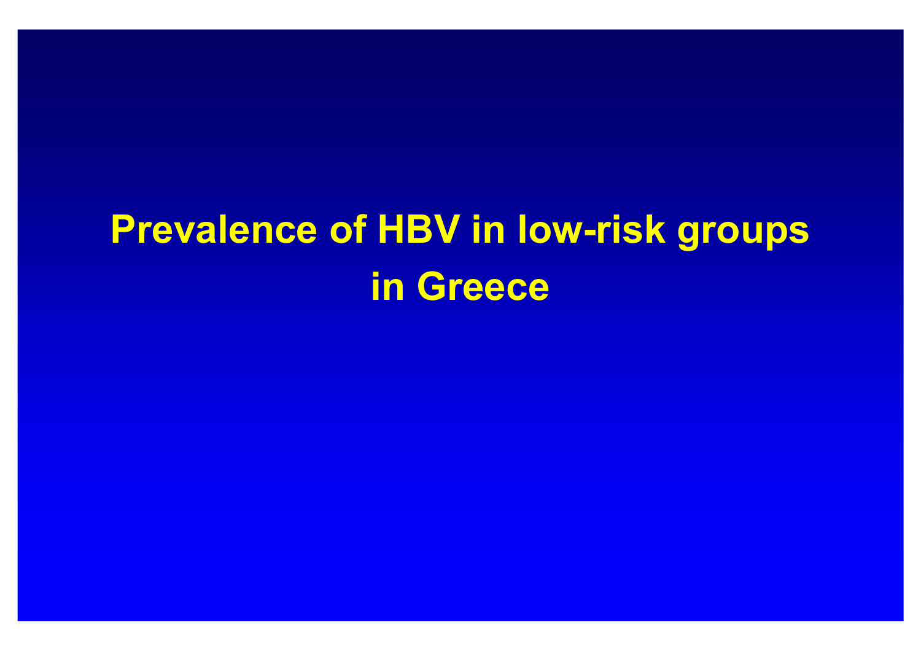# Prevalence of HBV in low-risk groups in Greece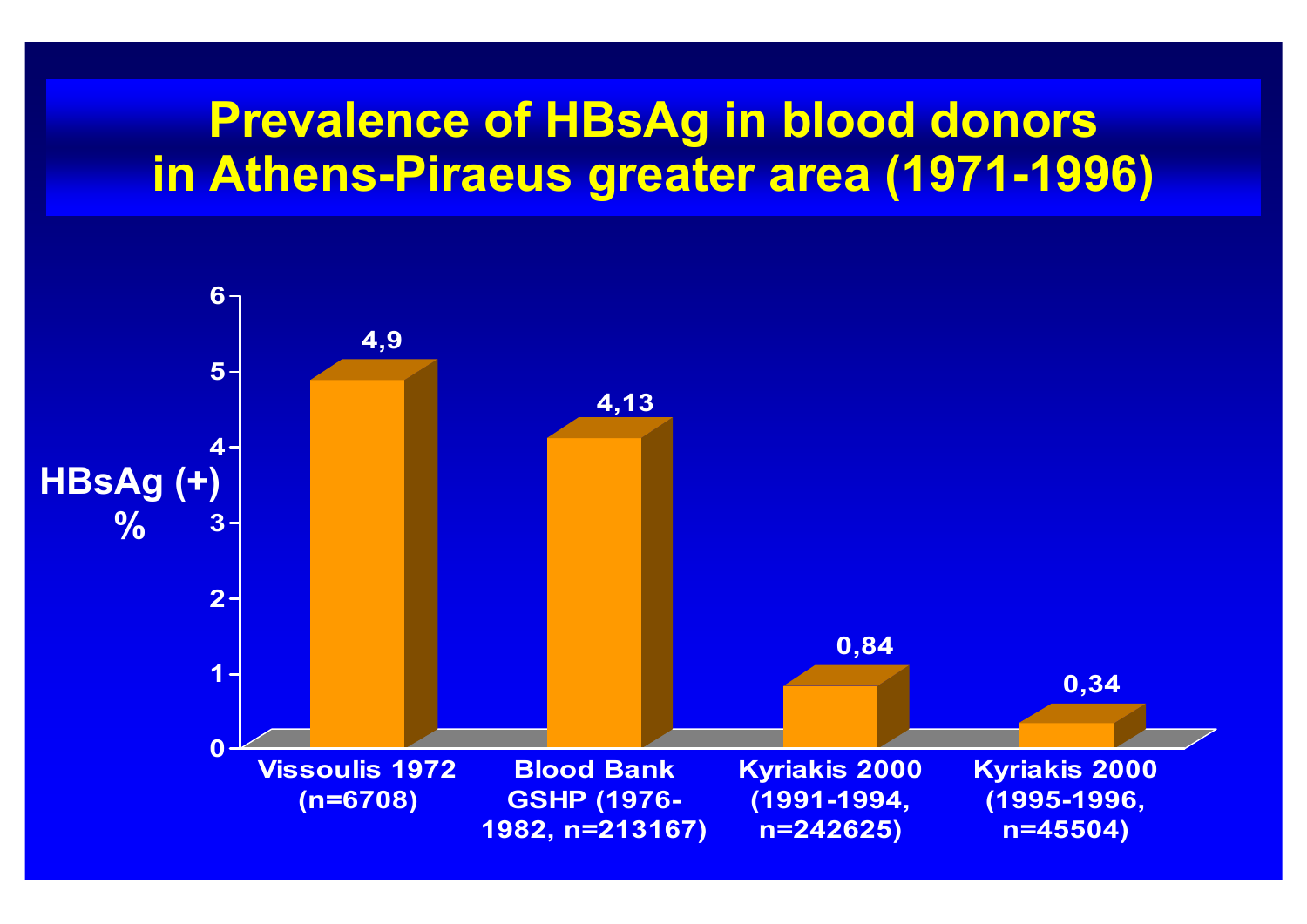# Prevalence of HBsAg in blood donors in Athens-Piraeus greater area (1971-1996)

| Study | HBsAg (+) % |
|---|---|
| Vissoulis 1972 (n=6708) | 4,9 |
| Blood Bank GSHP (1976-1982, n=213167) | 4,13 |
| Kyriakis 2000 (1991-1994, n=242625) | 0,84 |
| Kyriakis 2000 (1995-1996, n=45504) | 0,34 |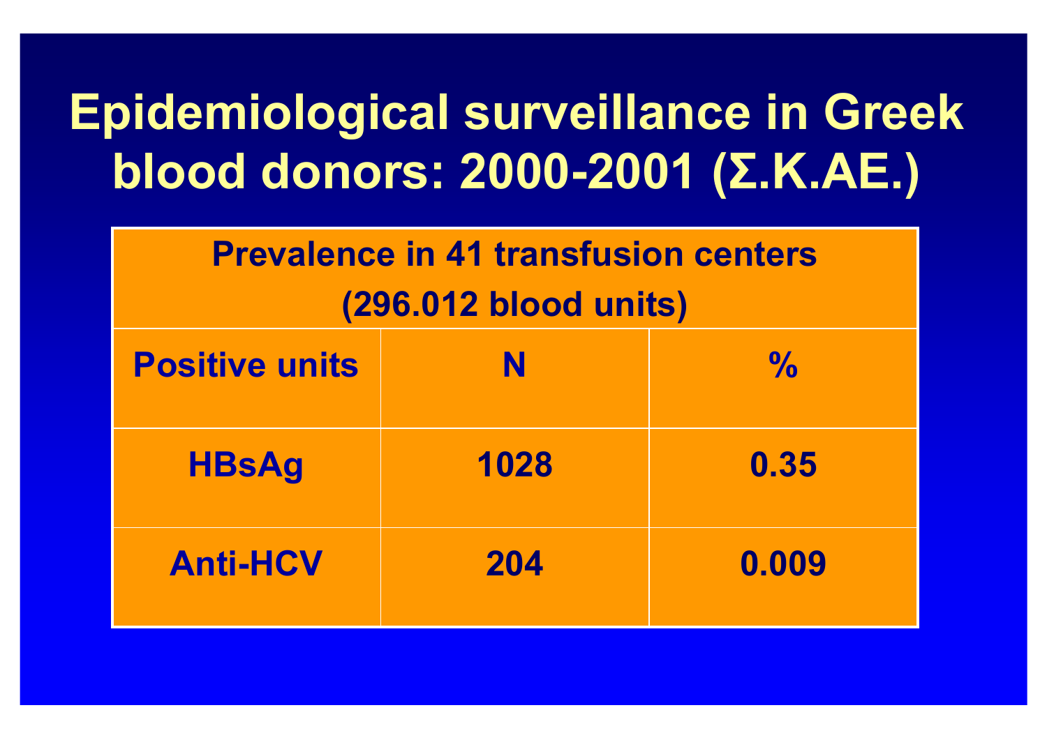# Epidemiological surveillance in Greek blood donors: 2000-2001 (Σ.Κ.ΑΕ.)

| Prevalence in 41 transfusion centers (296.012 blood units) | | |
|---|---|---|
| **Positive units** | **N** | **%** |
| **HBsAg** | **1028** | **0.35** |
| **Anti-HCV** | **204** | **0.009** |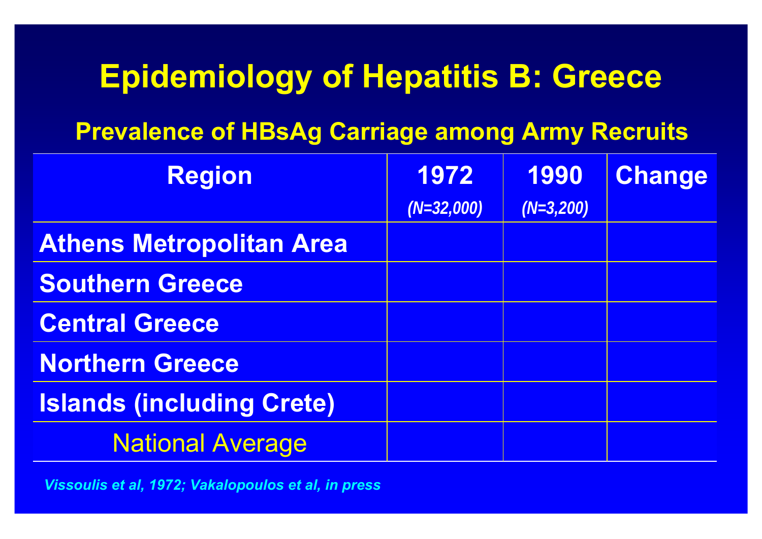# Epidemiology of Hepatitis B: Greece

## Prevalence of HBsAg Carriage among Army Recruits

| Region | 1972 *(N=32,000)* | 1990 *(N=3,200)* | Change |
|---|---|---|---|
| **Athens Metropolitan Area** | | | |
| **Southern Greece** | | | |
| **Central Greece** | | | |
| **Northern Greece** | | | |
| **Islands (including Crete)** | | | |
| National Average | | | |

*Vissoulis et al, 1972; Vakalopoulos et al, in press*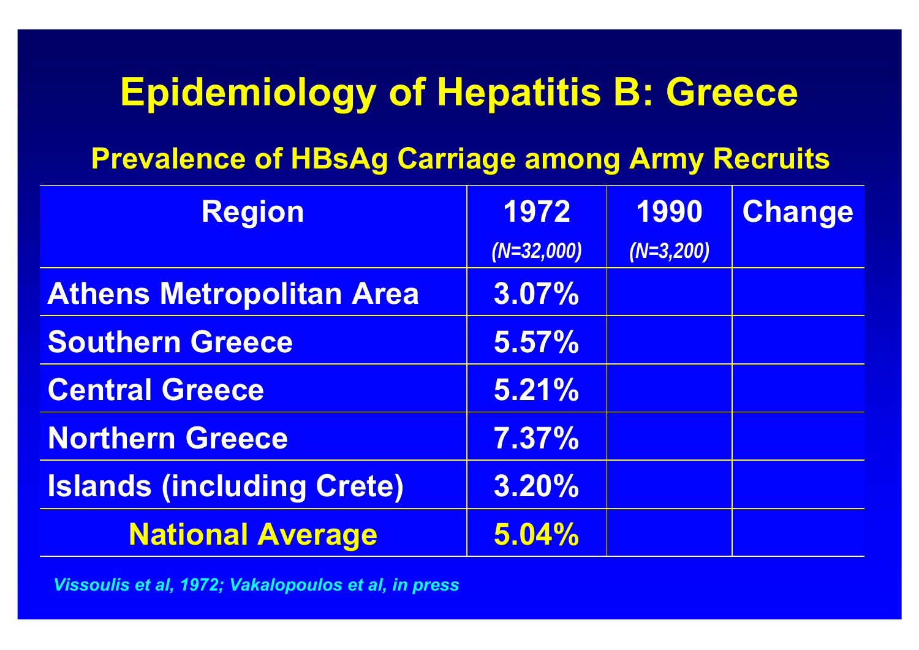# Epidemiology of Hepatitis B: Greece

## Prevalence of HBsAg Carriage among Army Recruits

| Region | 1972 *(N=32,000)* | 1990 *(N=3,200)* | Change |
|---|---|---|---|
| Athens Metropolitan Area | 3.07% | | |
| Southern Greece | 5.57% | | |
| Central Greece | 5.21% | | |
| Northern Greece | 7.37% | | |
| Islands (including Crete) | 3.20% | | |
| National Average | 5.04% | | |

*Vissoulis et al, 1972; Vakalopoulos et al, in press*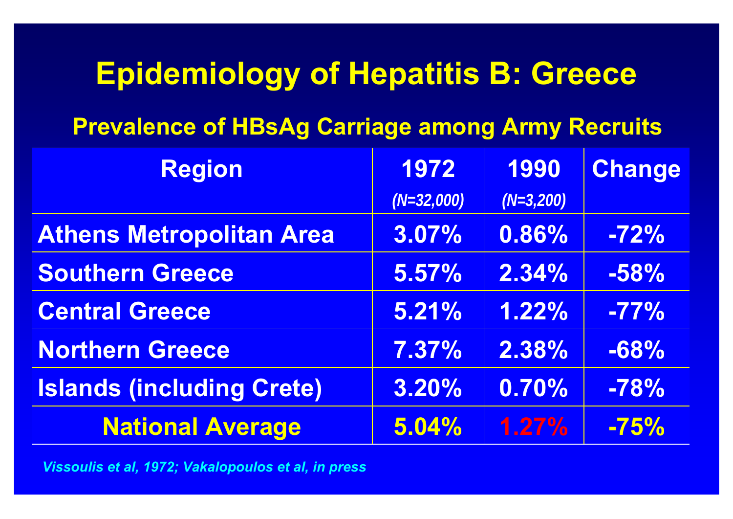# Epidemiology of Hepatitis B: Greece

## Prevalence of HBsAg Carriage among Army Recruits

| Region | 1972 *(N=32,000)* | 1990 *(N=3,200)* | Change |
|---|---|---|---|
| **Athens Metropolitan Area** | **3.07%** | **0.86%** | **-72%** |
| **Southern Greece** | **5.57%** | **2.34%** | **-58%** |
| **Central Greece** | **5.21%** | **1.22%** | **-77%** |
| **Northern Greece** | **7.37%** | **2.38%** | **-68%** |
| **Islands (including Crete)** | **3.20%** | **0.70%** | **-78%** |
| **National Average** | **5.04%** | **1.27%** | **-75%** |

*Vissoulis et al, 1972; Vakalopoulos et al, in press*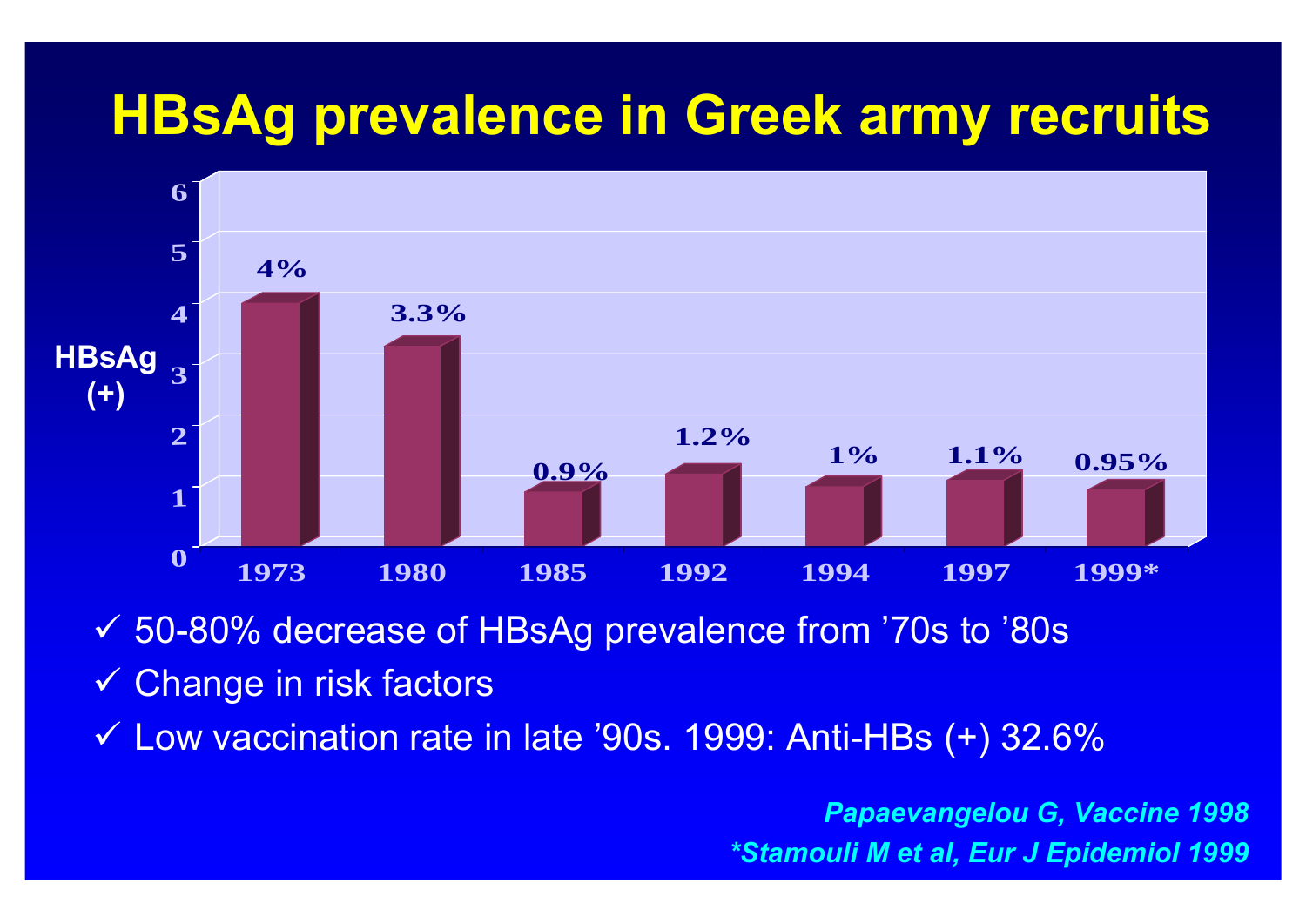# HBsAg prevalence in Greek army recruits

| Year | HBsAg (+) |
|---|---|
| 1973 | 4% |
| 1980 | 3.3% |
| 1985 | 0.9% |
| 1992 | 1.2% |
| 1994 | 1% |
| 1997 | 1.1% |
| 1999* | 0.95% |

- ✓ 50-80% decrease of HBsAg prevalence from ’70s to ’80s
- ✓ Change in risk factors
- ✓ Low vaccination rate in late ’90s. 1999: Anti-HBs (+) 32.6%

*Papaevangelou G, Vaccine 1998*

**Stamouli M et al, Eur J Epidemiol 1999*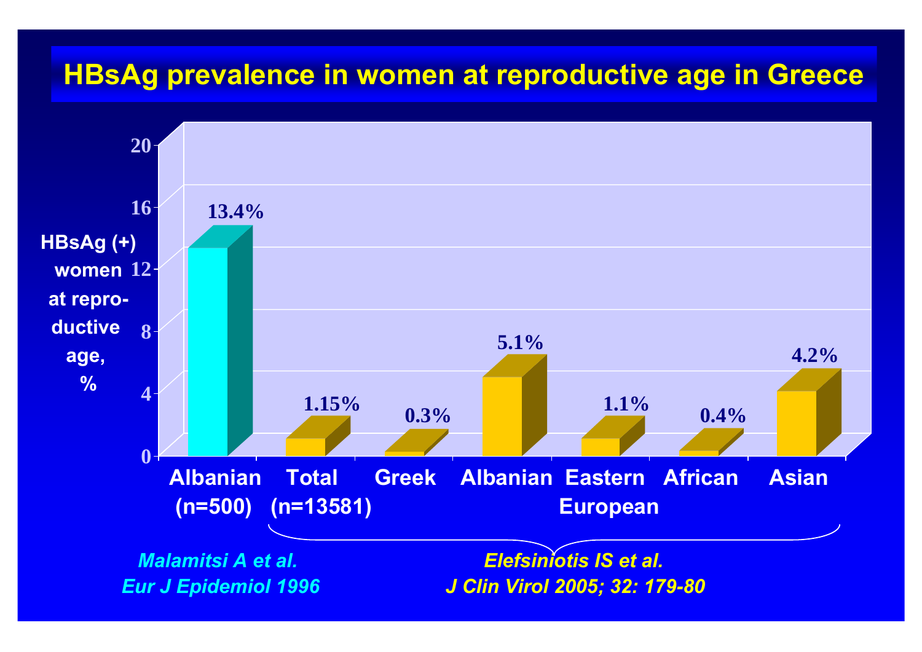# HBsAg prevalence in women at reproductive age in Greece

HBsAg (+) women at reproductive age, %

| Group | HBsAg (+) % |
| --- | --- |
| Albanian (n=500) | 13.4% |
| Total (n=13581) | 1.15% |
| Greek | 0.3% |
| Albanian | 5.1% |
| Eastern European | 1.1% |
| African | 0.4% |
| Asian | 4.2% |

*Malamitsi A et al. Eur J Epidemiol 1996* (Albanian, n=500)

*Elefsiniotis IS et al. J Clin Virol 2005; 32: 179-80* (Total, Greek, Albanian, Eastern European, African, Asian)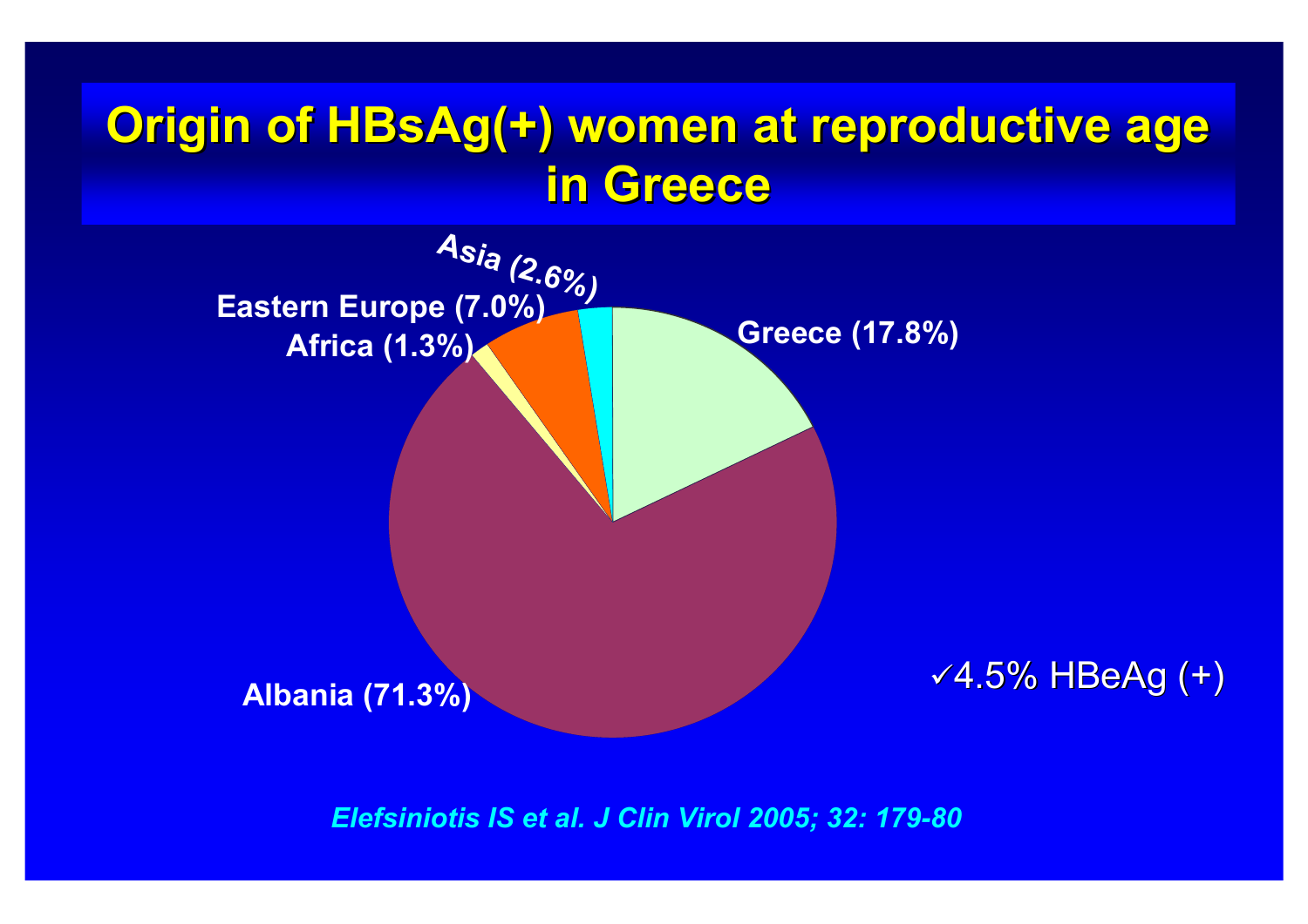# Origin of HBsAg(+) women at reproductive age in Greece

Asia (2.6%)

Eastern Europe (7.0%)

Africa (1.3%)

Greece (17.8%)

Albania (71.3%)

✓4.5% HBeAg (+)

*Elefsiniotis IS et al. J Clin Virol 2005; 32: 179-80*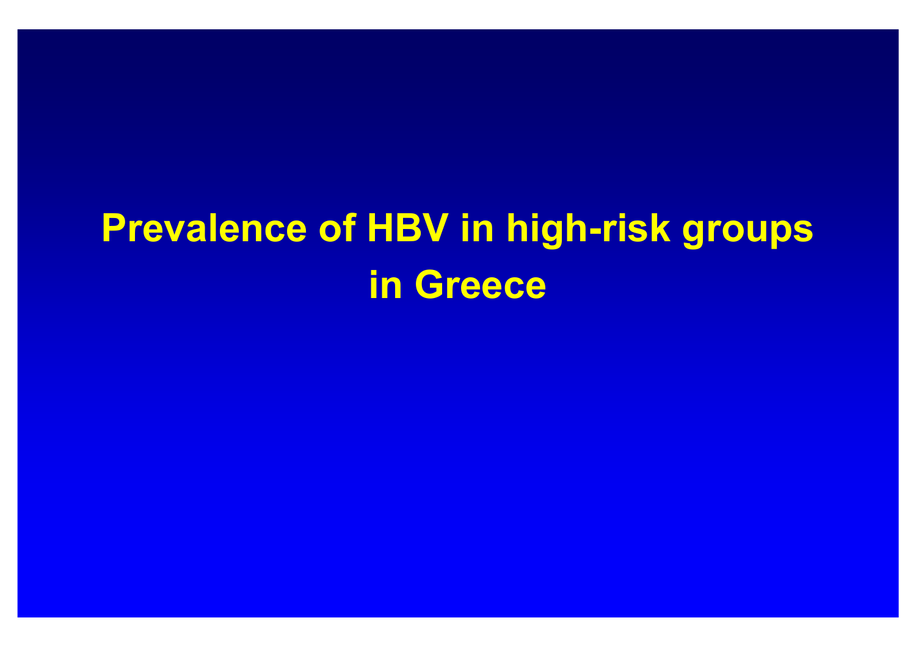# Prevalence of HBV in high-risk groups in Greece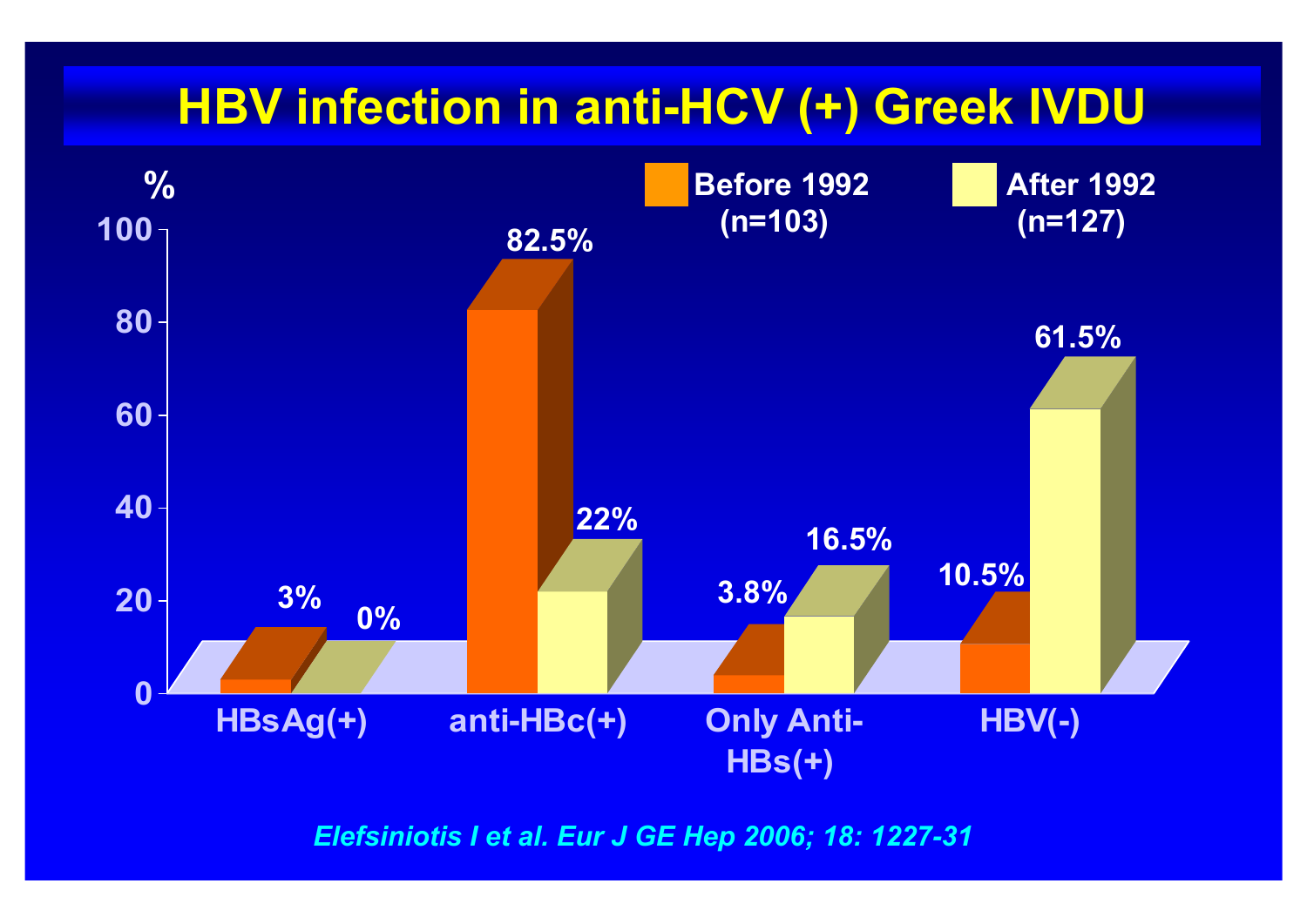# HBV infection in anti-HCV (+) Greek IVDU

| | Before 1992 (n=103) | After 1992 (n=127) |
|---|---|---|
| HBsAg(+) | 3% | 0% |
| anti-HBc(+) | 82.5% | 22% |
| Only Anti-HBs(+) | 3.8% | 16.5% |
| HBV(-) | 10.5% | 61.5% |

*Elefsiniotis I et al. Eur J GE Hep 2006; 18: 1227-31*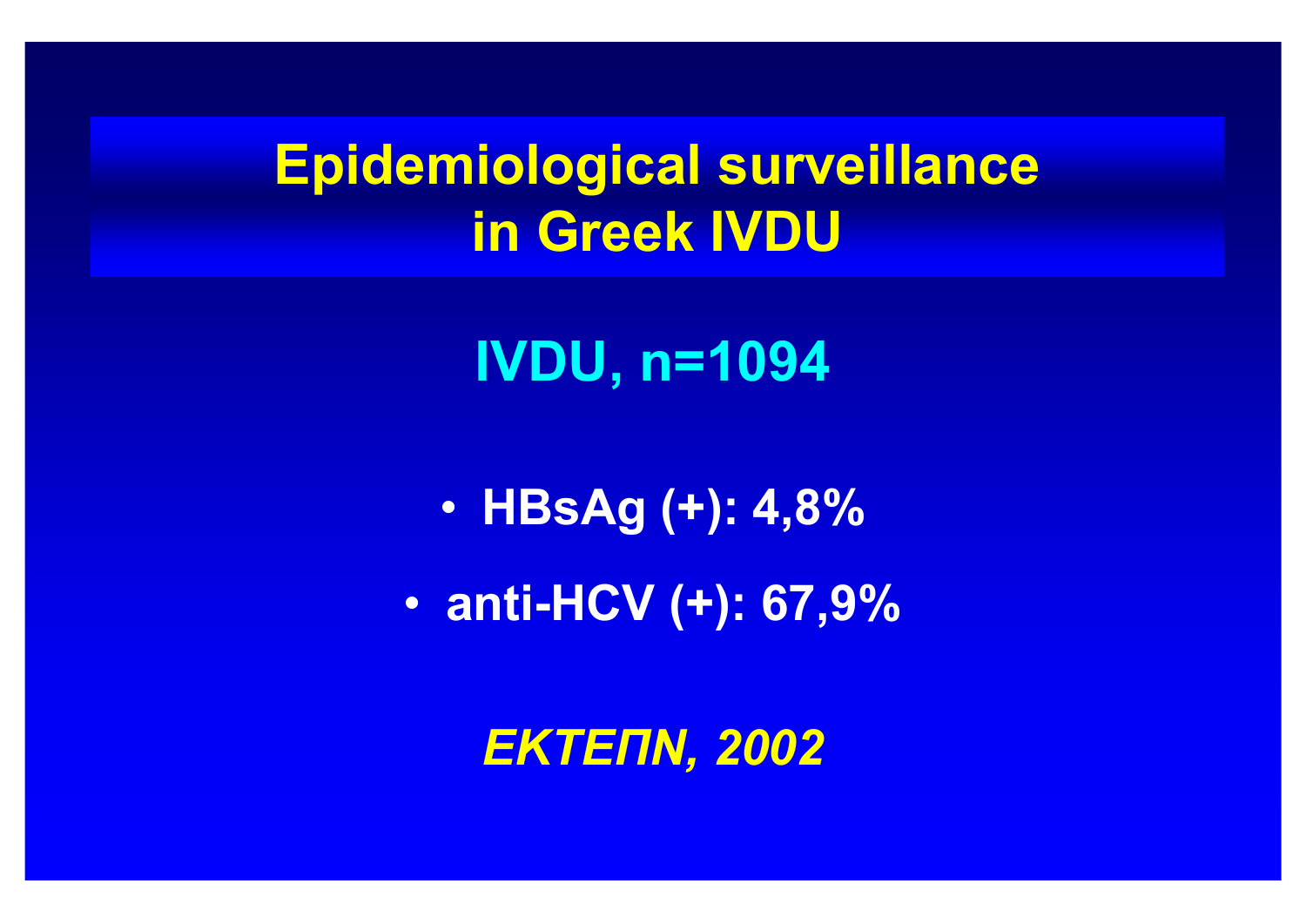# Epidemiological surveillance in Greek IVDU

## IVDU, n=1094

- **HBsAg (+): 4,8%**
- **anti-HCV (+): 67,9%**

***ΕΚΤΕΠΝ, 2002***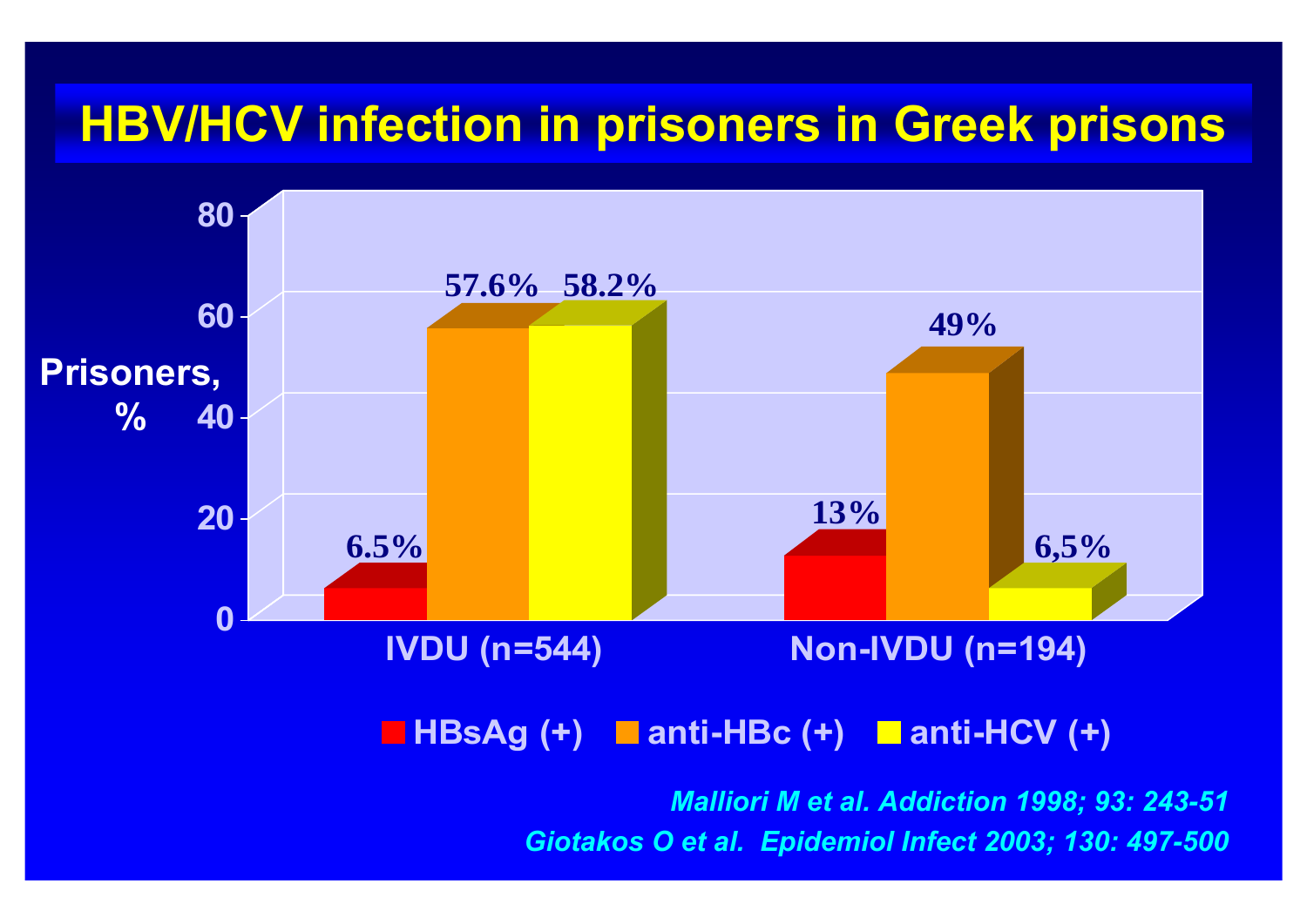# HBV/HCV infection in prisoners in Greek prisons

| Prisoners, % | HBsAg (+) | anti-HBc (+) | anti-HCV (+) |
|---|---|---|---|
| IVDU (n=544) | 6.5% | 57.6% | 58.2% |
| Non-IVDU (n=194) | 13% | 49% | 6,5% |

*Malliori M et al. Addiction 1998; 93: 243-51*

*Giotakos O et al. Epidemiol Infect 2003; 130: 497-500*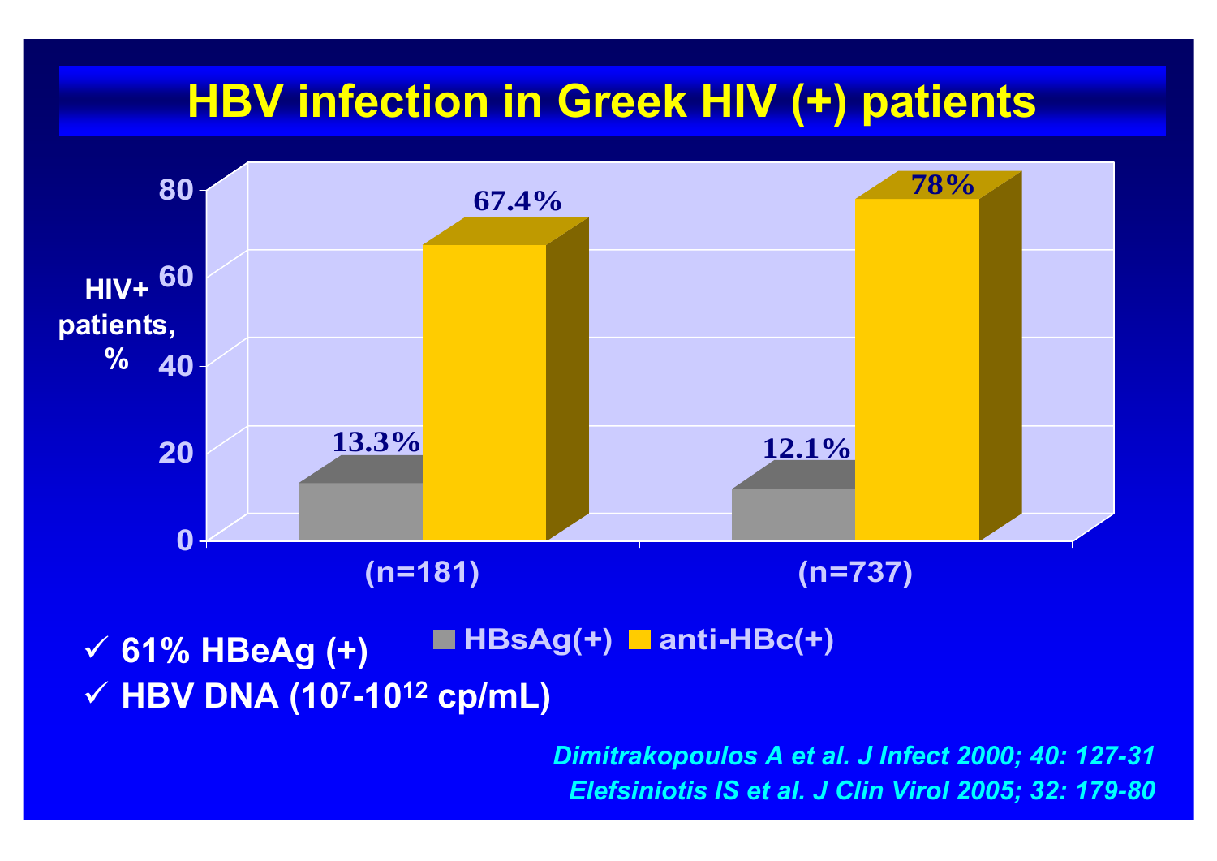# HBV infection in Greek HIV (+) patients

| HIV+ patients, % | HBsAg(+) | anti-HBc(+) |
|---|---|---|
| (n=181) | 13.3% | 67.4% |
| (n=737) | 12.1% | 78% |

- ✓ 61% HBeAg (+)
- ✓ HBV DNA ($10^7$-$10^{12}$ cp/mL)

*Dimitrakopoulos A et al. J Infect 2000; 40: 127-31*

*Elefsiniotis IS et al. J Clin Virol 2005; 32: 179-80*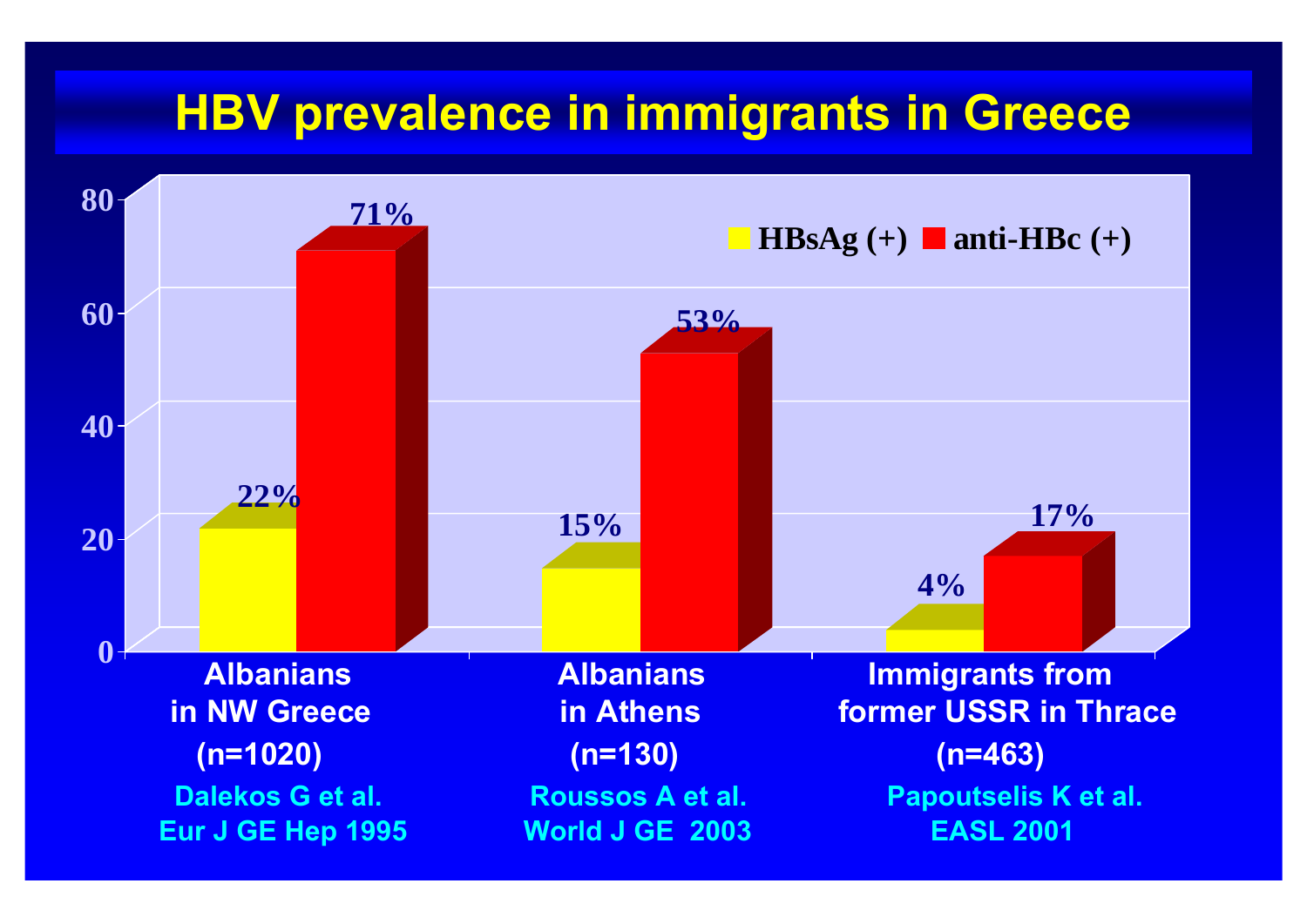# HBV prevalence in immigrants in Greece

| | HBsAg (+) | anti-HBc (+) |
|---|---|---|
| Albanians in NW Greece (n=1020) — Dalekos G et al. Eur J GE Hep 1995 | 22% | 71% |
| Albanians in Athens (n=130) — Roussos A et al. World J GE 2003 | 15% | 53% |
| Immigrants from former USSR in Thrace (n=463) — Papoutselis K et al. EASL 2001 | 4% | 17% |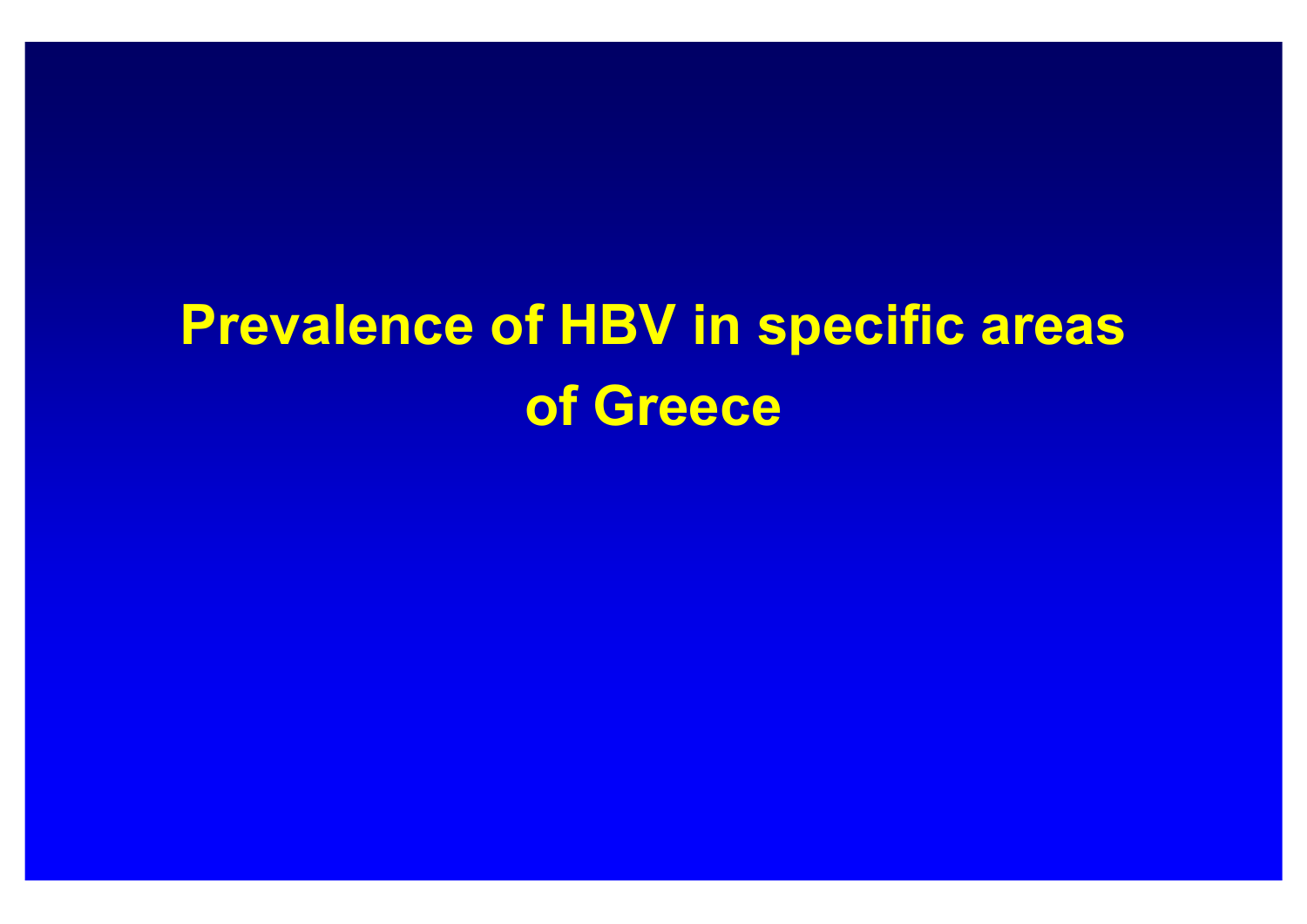# Prevalence of HBV in specific areas of Greece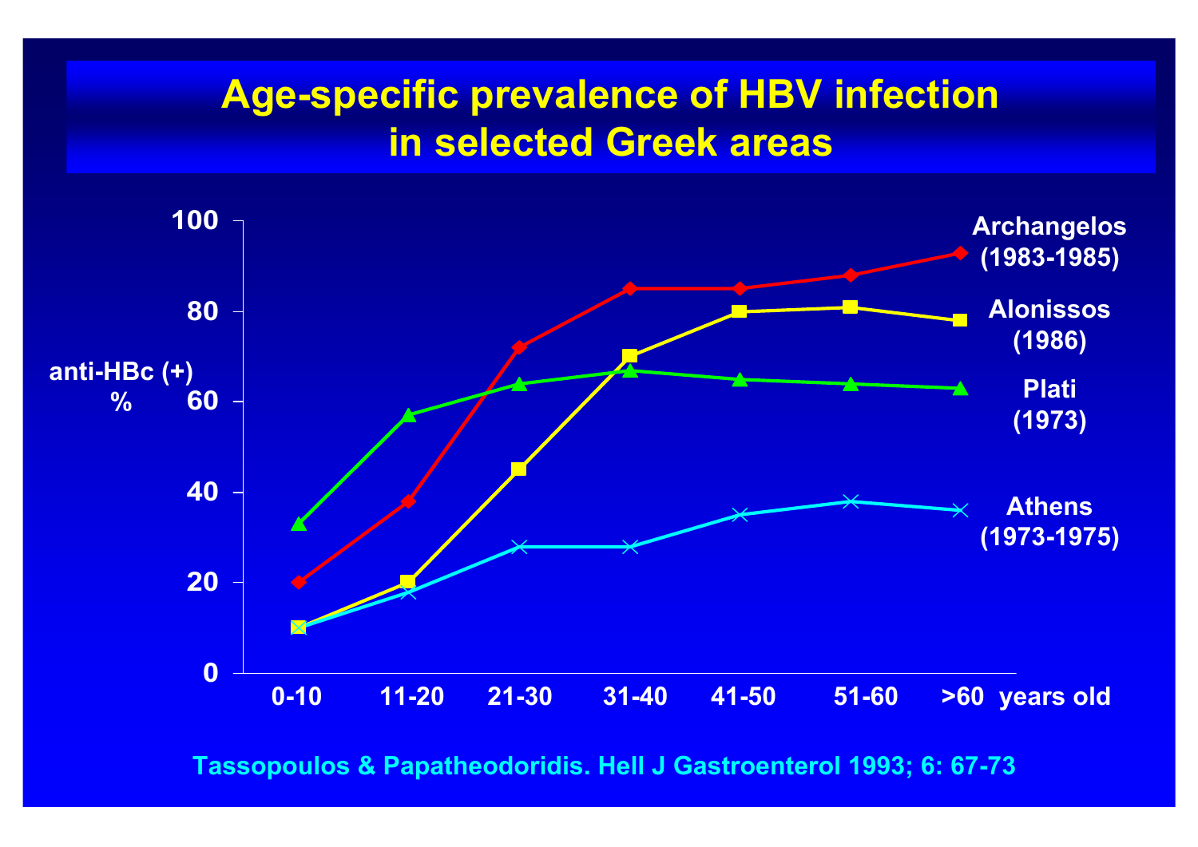# Age-specific prevalence of HBV infection in selected Greek areas

anti-HBc (+) %

| years old | Archangelos (1983-1985) | Alonissos (1986) | Plati (1973) | Athens (1973-1975) |
|---|---|---|---|---|
| 0-10 | 20 | 10 | 33 | 10 |
| 11-20 | 38 | 20 | 57 | 18 |
| 21-30 | 72 | 45 | 64 | 28 |
| 31-40 | 85 | 70 | 67 | 28 |
| 41-50 | 85 | 80 | 65 | 35 |
| 51-60 | 88 | 81 | 64 | 38 |
| >60 | 93 | 78 | 63 | 36 |

Tassopoulos & Papatheodoridis. Hell J Gastroenterol 1993; 6: 67-73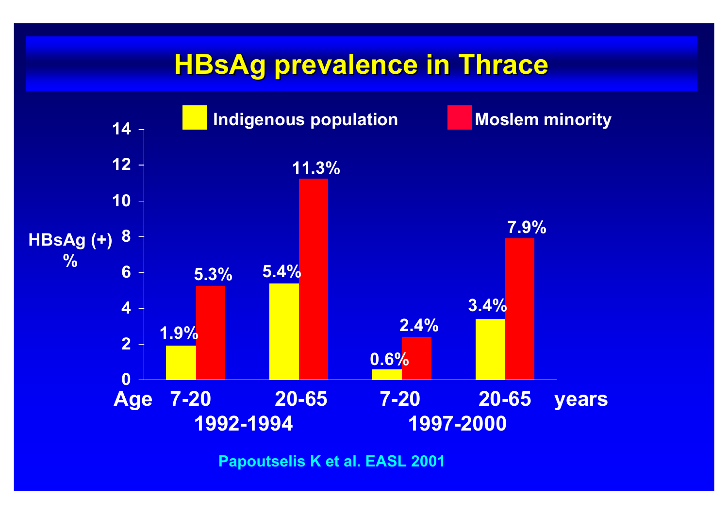# HBsAg prevalence in Thrace

| Period | Age (years) | Indigenous population | Moslem minority |
| --- | --- | --- | --- |
| 1992-1994 | 7-20 | 1.9% | 5.3% |
| 1992-1994 | 20-65 | 5.4% | 11.3% |
| 1997-2000 | 7-20 | 0.6% | 2.4% |
| 1997-2000 | 20-65 | 3.4% | 7.9% |

HBsAg (+) %

Papoutselis K et al. EASL 2001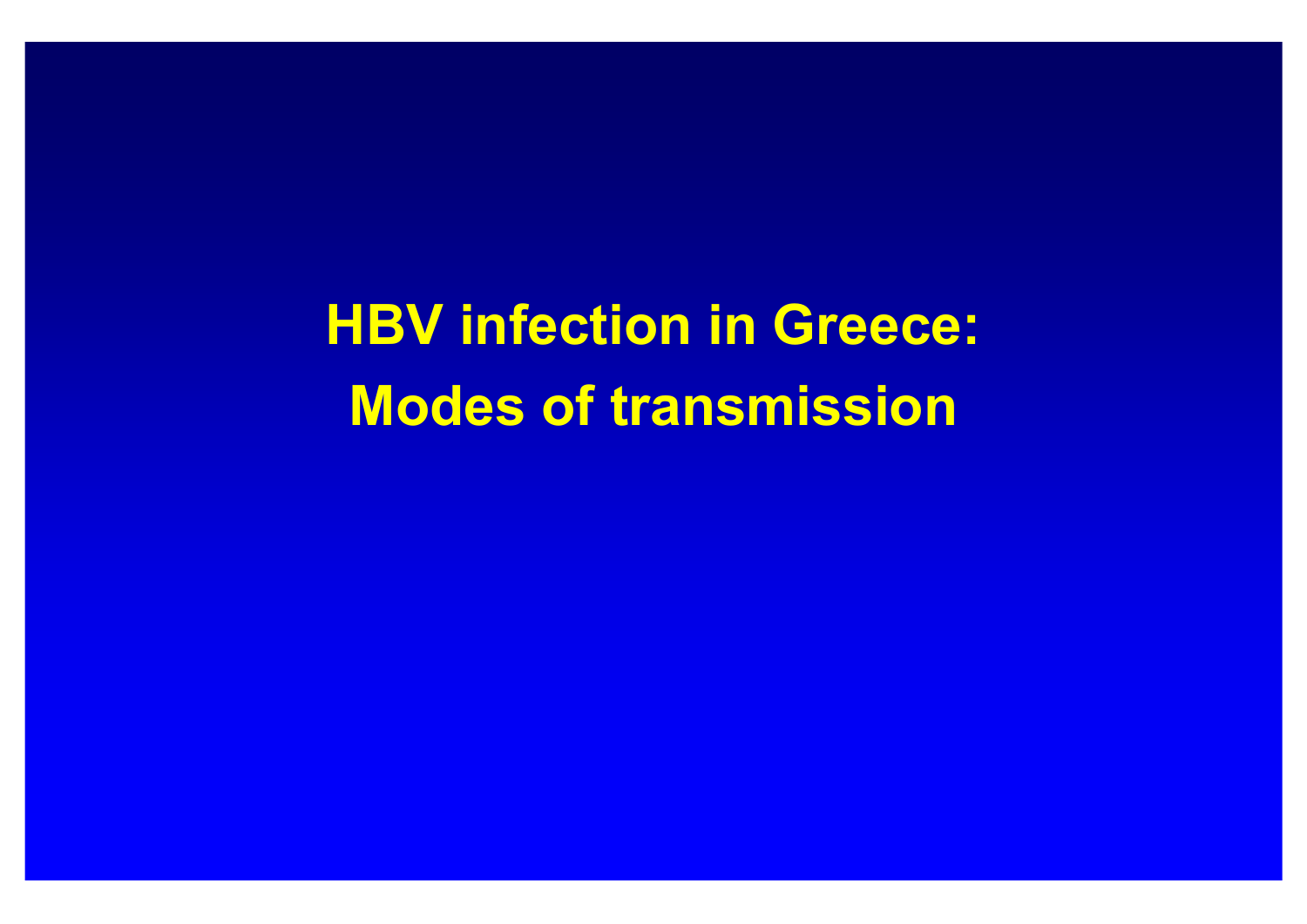# HBV infection in Greece:
# Modes of transmission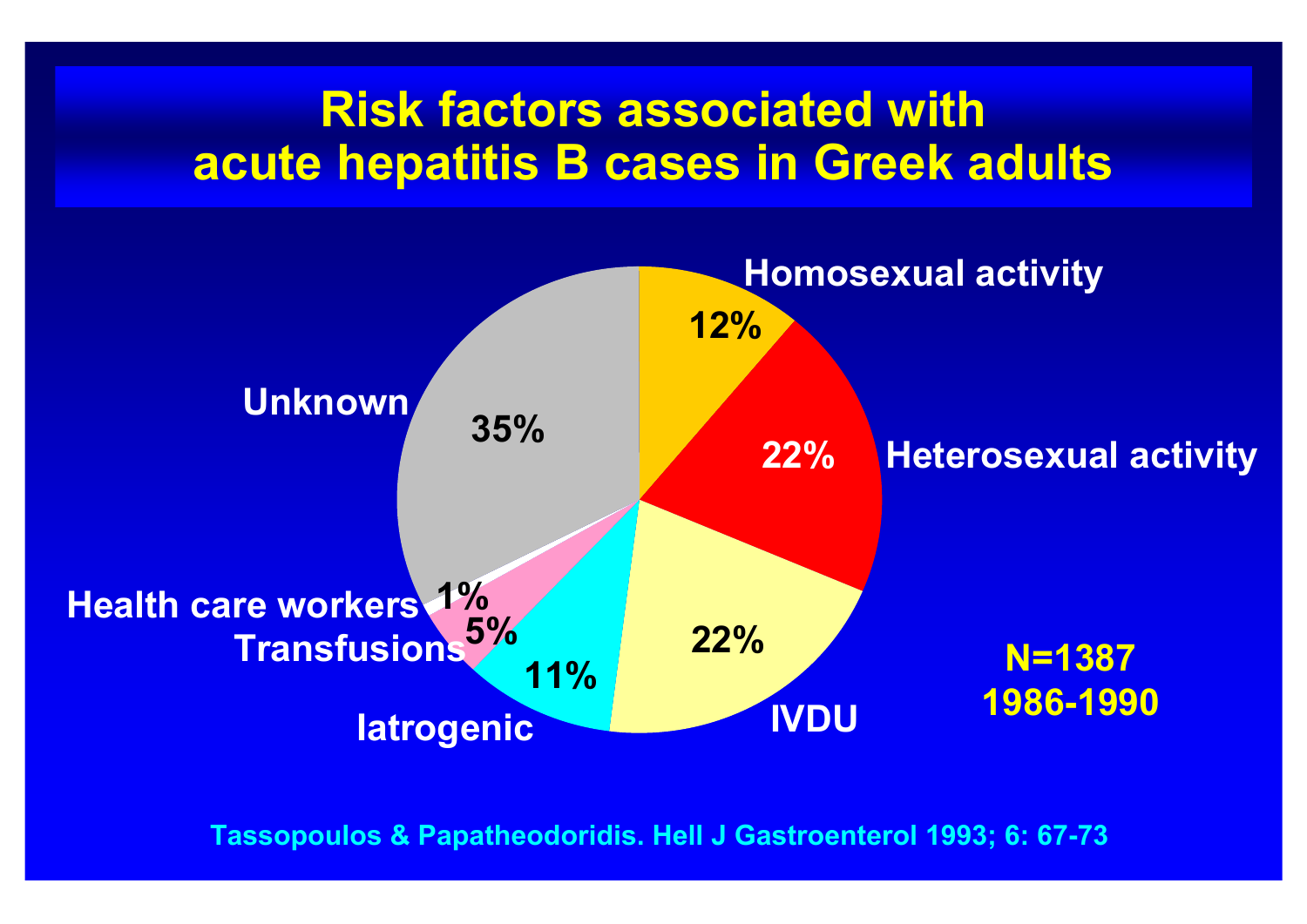# Risk factors associated with acute hepatitis B cases in Greek adults

| Risk factor | % |
|---|---|
| Homosexual activity | 12% |
| Heterosexual activity | 22% |
| IVDU | 22% |
| Iatrogenic | 11% |
| Transfusions | 5% |
| Health care workers | 1% |
| Unknown | 35% |

**N=1387**
**1986-1990**

Tassopoulos & Papatheodoridis. Hell J Gastroenterol 1993; 6: 67-73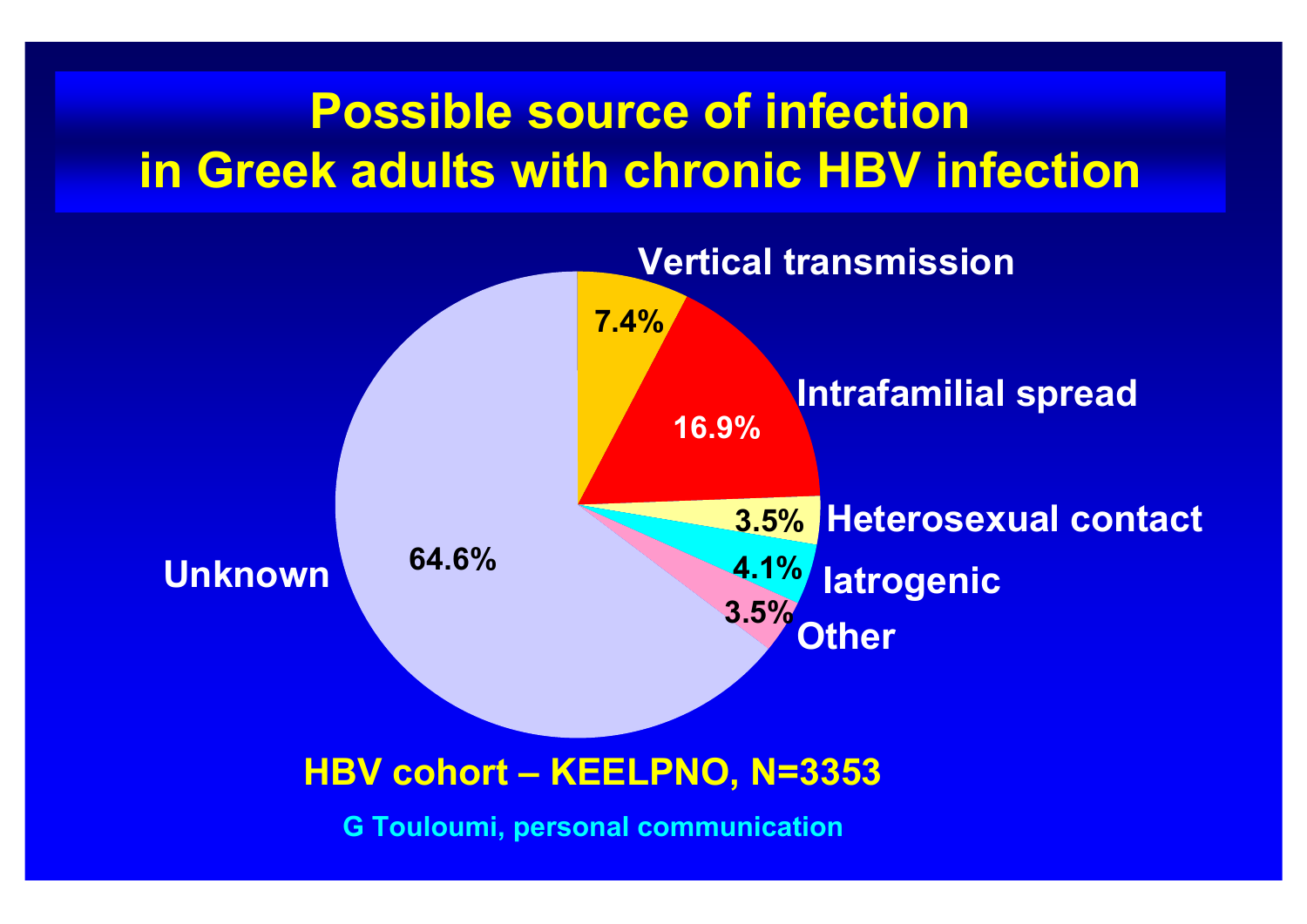# Possible source of infection in Greek adults with chronic HBV infection

Vertical transmission 7.4%

Intrafamilial spread 16.9%

Heterosexual contact 3.5%

Iatrogenic 4.1%

Other 3.5%

Unknown 64.6%

HBV cohort – KEELPNO, N=3353

G Touloumi, personal communication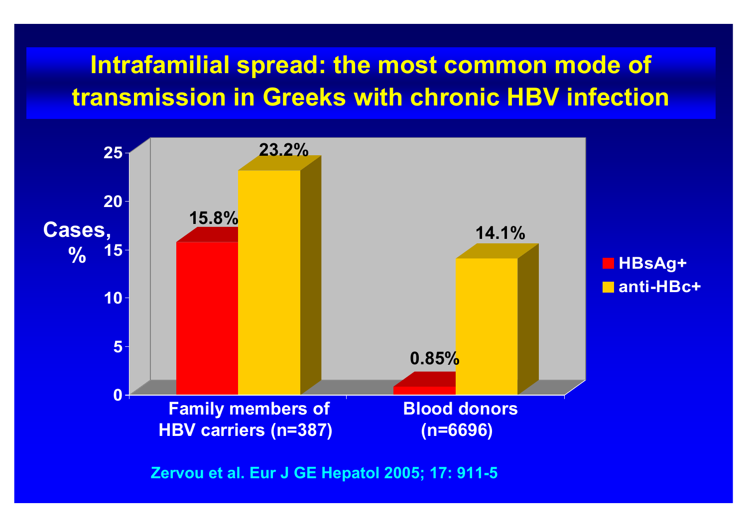# Intrafamilial spread: the most common mode of transmission in Greeks with chronic HBV infection

| Cases, % | HBsAg+ | anti-HBc+ |
|---|---|---|
| Family members of HBV carriers (n=387) | 15.8% | 23.2% |
| Blood donors (n=6696) | 0.85% | 14.1% |

Zervou et al. Eur J GE Hepatol 2005; 17: 911-5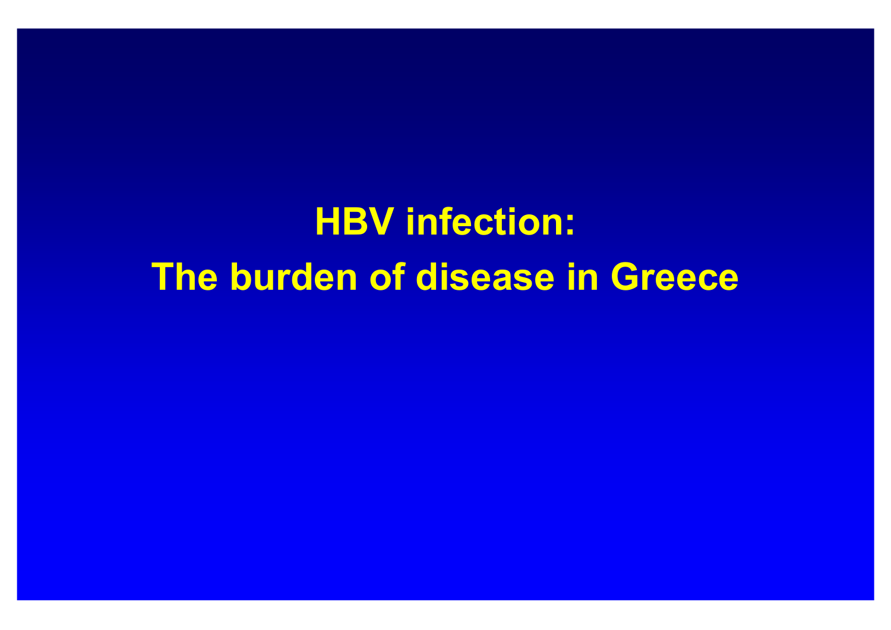# HBV infection:
# The burden of disease in Greece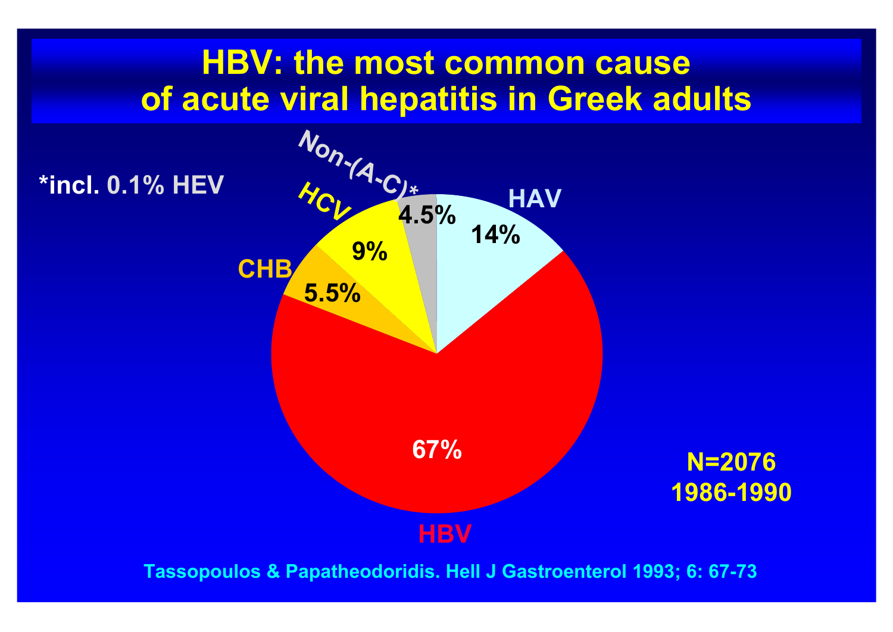# HBV: the most common cause of acute viral hepatitis in Greek adults

*incl. 0.1% HEV

| Cause | % |
|---|---|
| HBV | 67% |
| HAV | 14% |
| HCV | 9% |
| CHB | 5.5% |
| Non-(A-C)* | 4.5% |

N=2076
1986-1990

Tassopoulos & Papatheodoridis. Hell J Gastroenterol 1993; 6: 67-73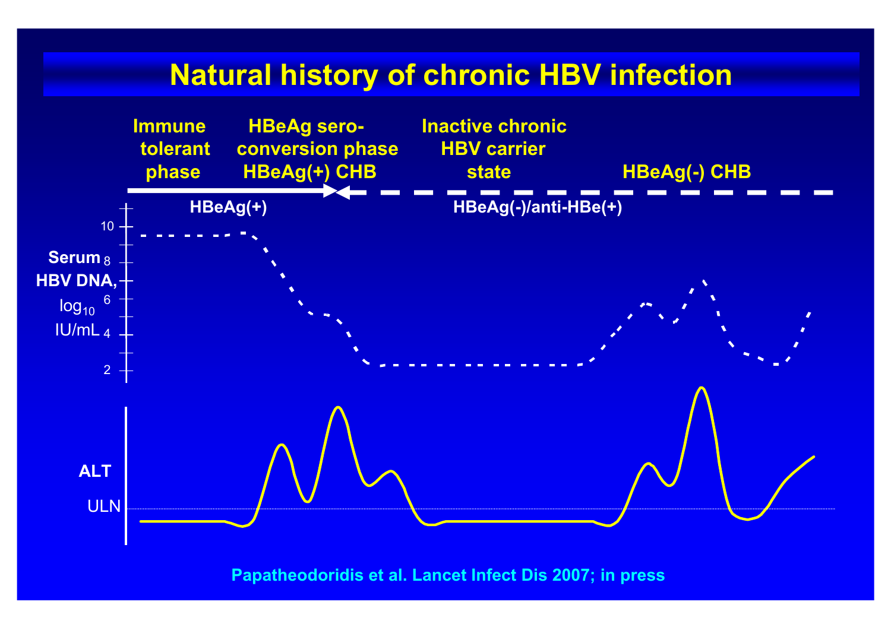# Natural history of chronic HBV infection

Immune tolerant phase

HBeAg sero-conversion phase HBeAg(+) CHB

Inactive chronic HBV carrier state

HBeAg(-) CHB

HBeAg(+)

HBeAg(-)/anti-HBe(+)

Serum HBV DNA, $\log_{10}$ IU/mL

10

8

6

4

2

ALT

ULN

Papatheodoridis et al. Lancet Infect Dis 2007; in press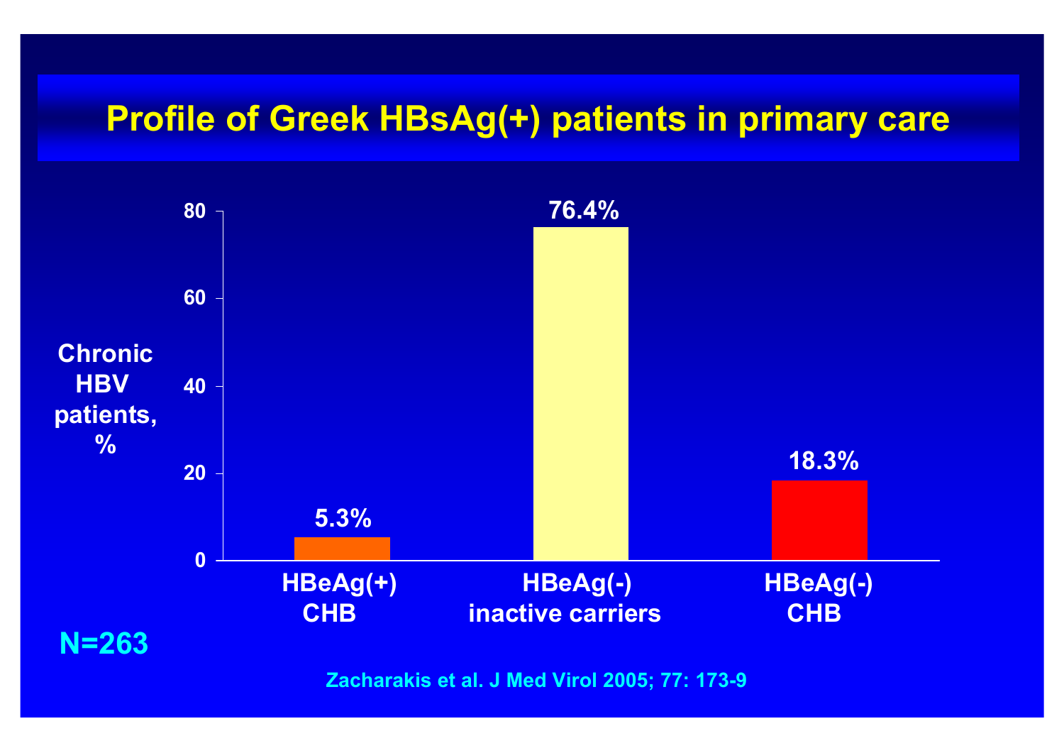# Profile of Greek HBsAg(+) patients in primary care

| | HBeAg(+) CHB | HBeAg(-) inactive carriers | HBeAg(-) CHB |
|---|---|---|---|
| Chronic HBV patients, % | 5.3% | 76.4% | 18.3% |

N=263

Zacharakis et al. J Med Virol 2005; 77: 173-9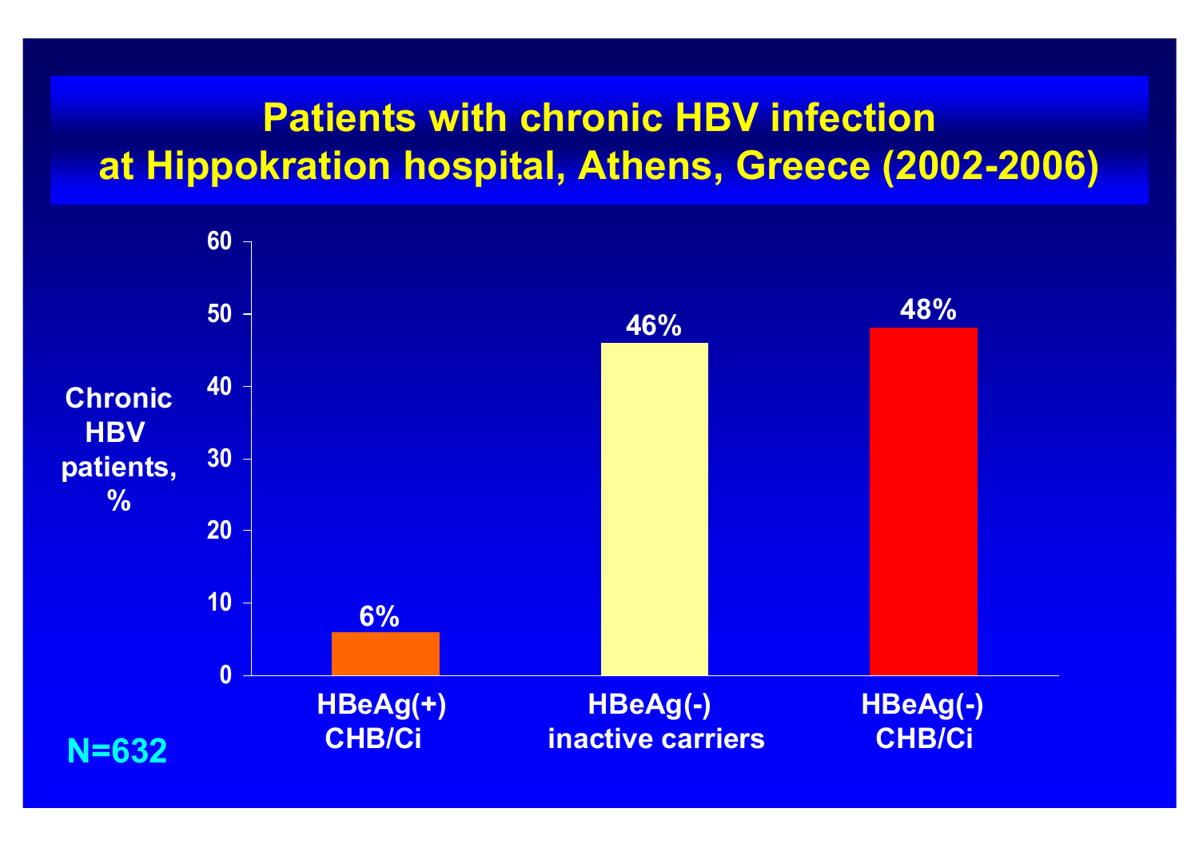# Patients with chronic HBV infection at Hippokration hospital, Athens, Greece (2002-2006)

| Category | Chronic HBV patients, % |
|---|---|
| HBeAg(+) CHB/Ci | 6% |
| HBeAg(-) inactive carriers | 46% |
| HBeAg(-) CHB/Ci | 48% |

N=632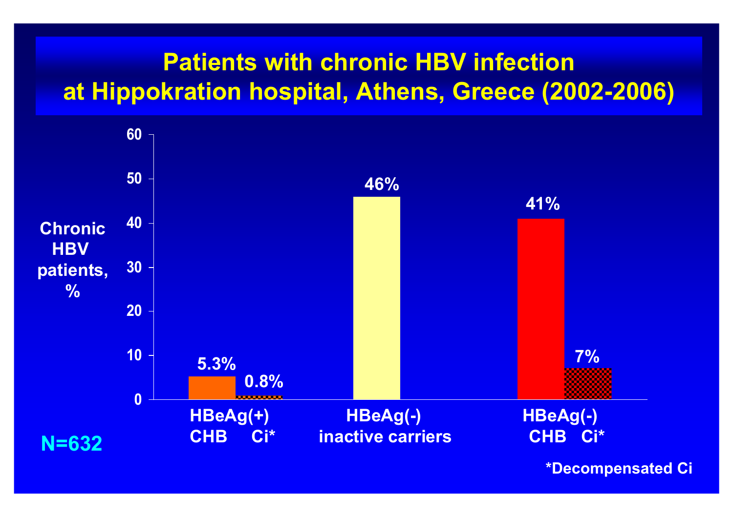# Patients with chronic HBV infection at Hippokration hospital, Athens, Greece (2002-2006)

| Group | Chronic HBV patients, % |
|---|---|
| HBeAg(+) CHB | 5.3% |
| HBeAg(+) Ci* | 0.8% |
| HBeAg(-) inactive carriers | 46% |
| HBeAg(-) CHB | 41% |
| HBeAg(-) Ci* | 7% |

N=632

*Decompensated Ci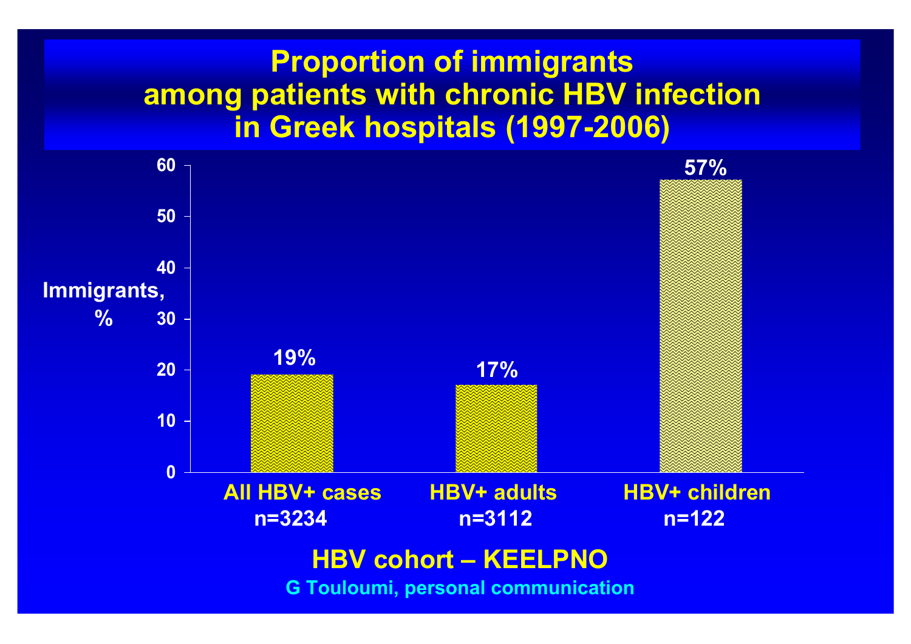# Proportion of immigrants among patients with chronic HBV infection in Greek hospitals (1997-2006)

| | Immigrants, % |
|---|---|
| All HBV+ cases n=3234 | 19% |
| HBV+ adults n=3112 | 17% |
| HBV+ children n=122 | 57% |

**HBV cohort – KEELPNO**

G Touloumi, personal communication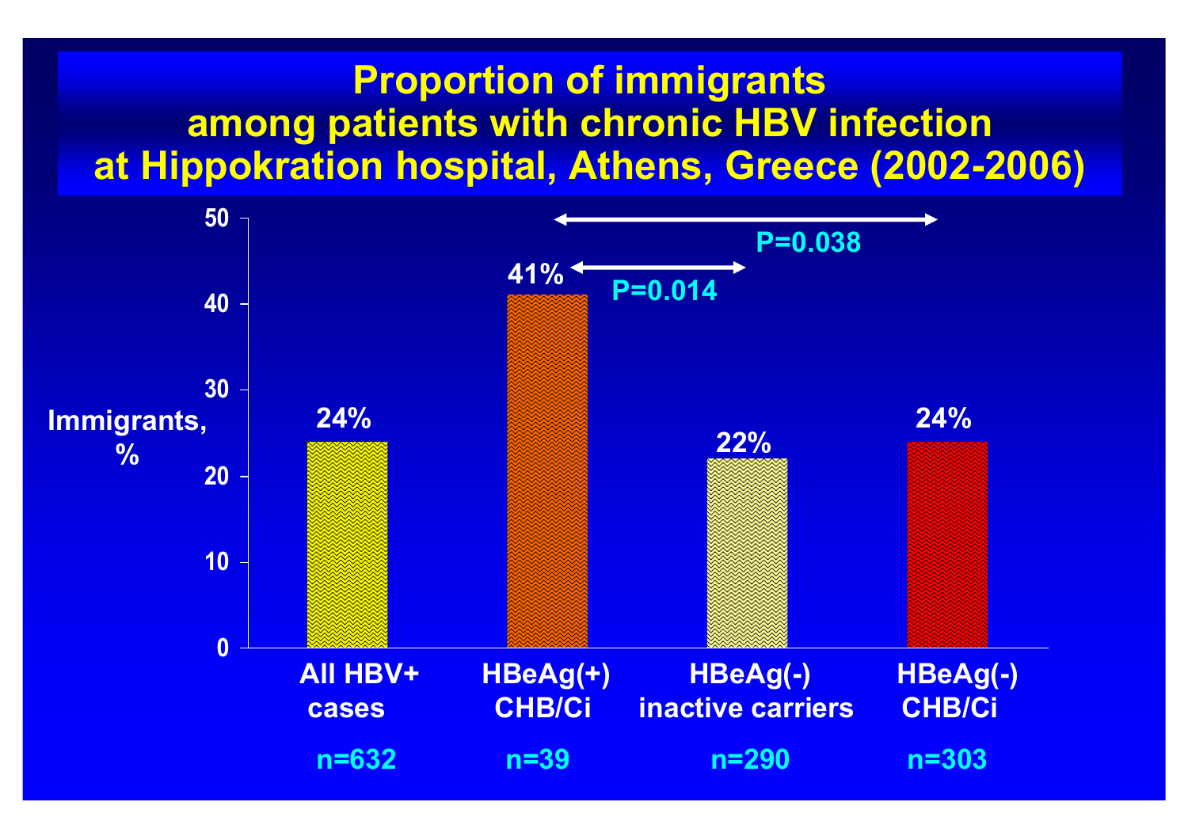# Proportion of immigrants among patients with chronic HBV infection at Hippokration hospital, Athens, Greece (2002-2006)

| | All HBV+ cases | HBeAg(+) CHB/Ci | HBeAg(-) inactive carriers | HBeAg(-) CHB/Ci |
|---|---|---|---|---|
| Immigrants, % | 24% | 41% | 22% | 24% |
| n | n=632 | n=39 | n=290 | n=303 |

HBeAg(+) CHB/Ci vs HBeAg(-) inactive carriers: P=0.014

HBeAg(+) CHB/Ci vs HBeAg(-) CHB/Ci: P=0.038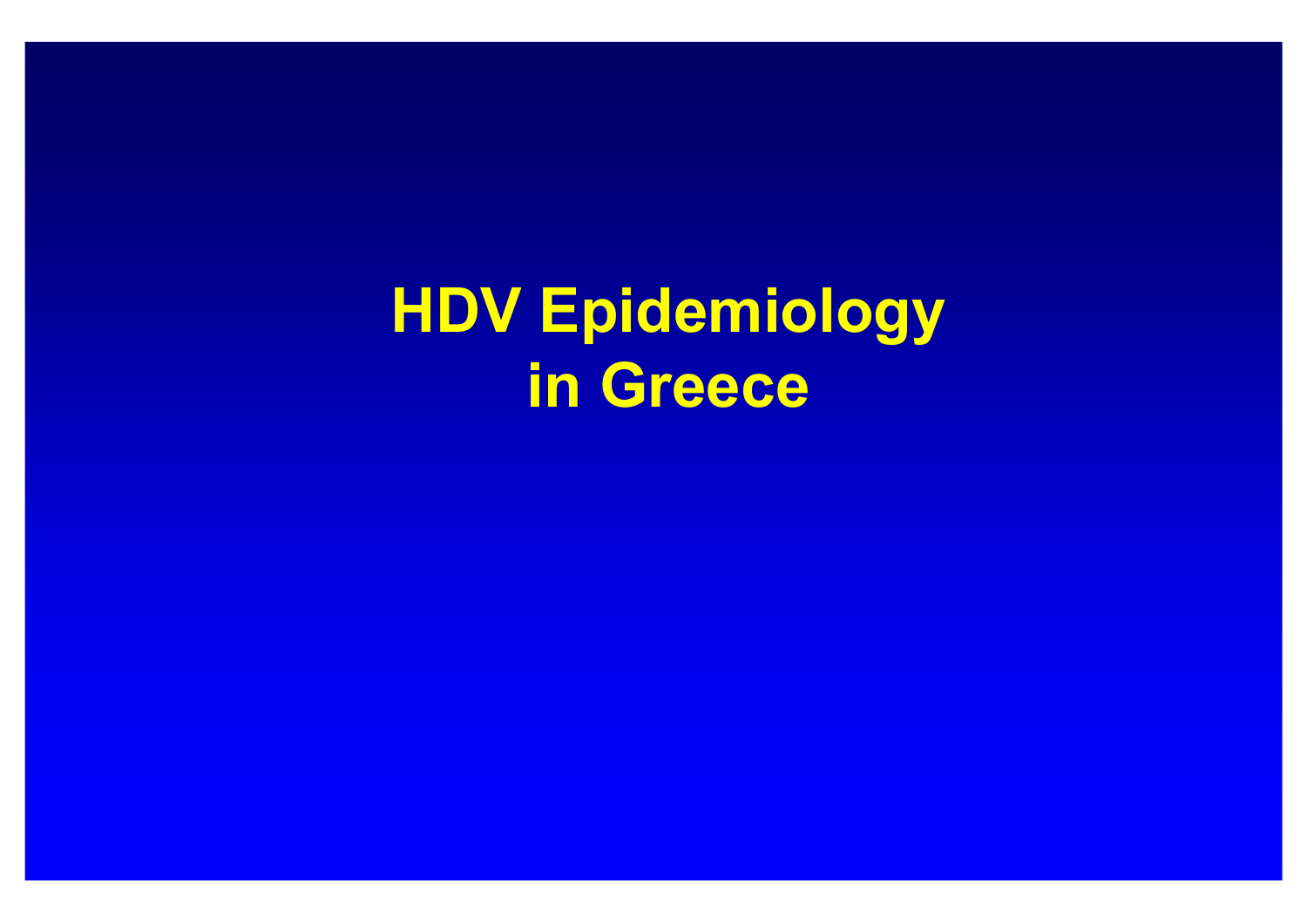# HDV Epidemiology in Greece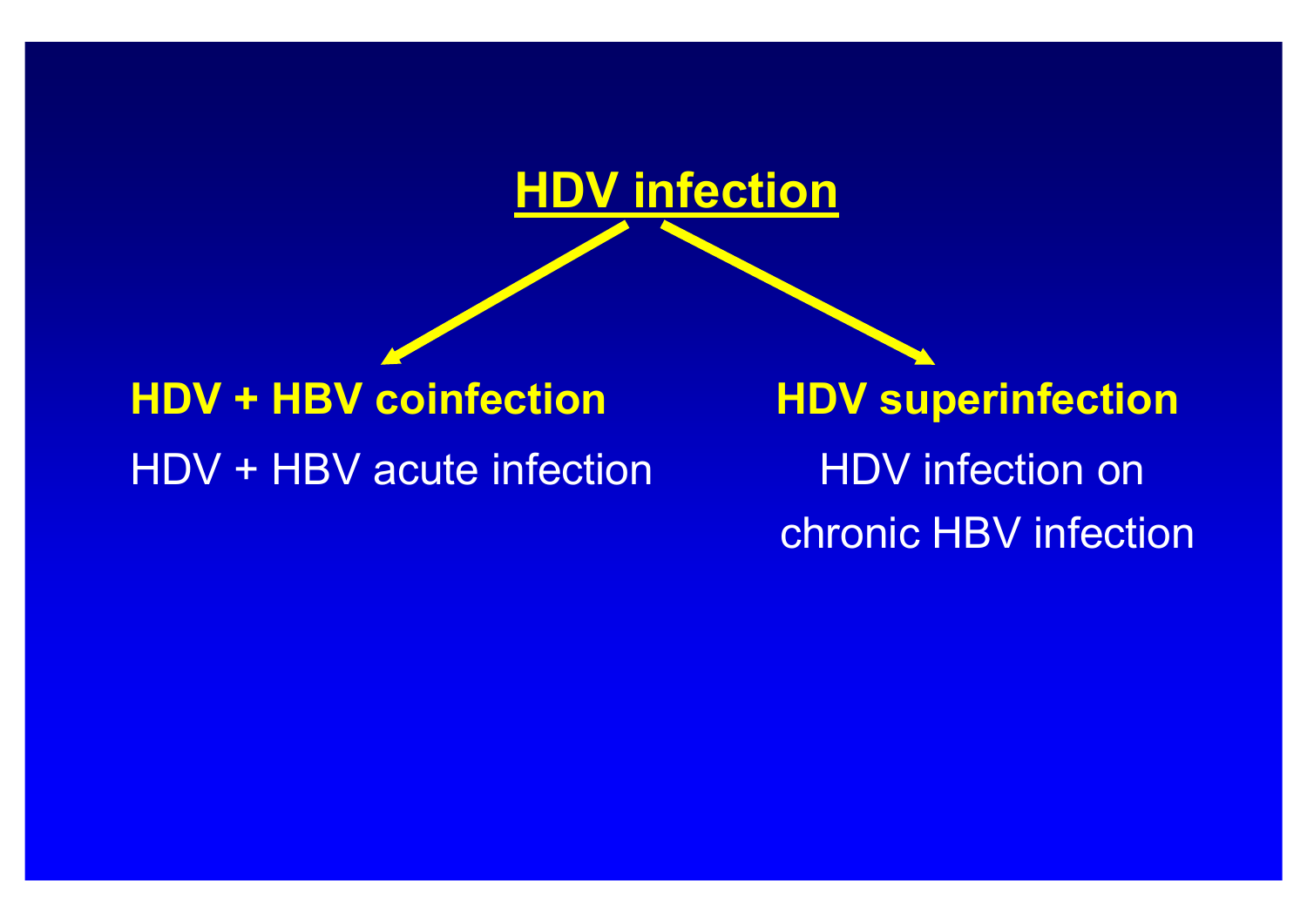# HDV infection

**HDV + HBV coinfection**

HDV + HBV acute infection

**HDV superinfection**

HDV infection on chronic HBV infection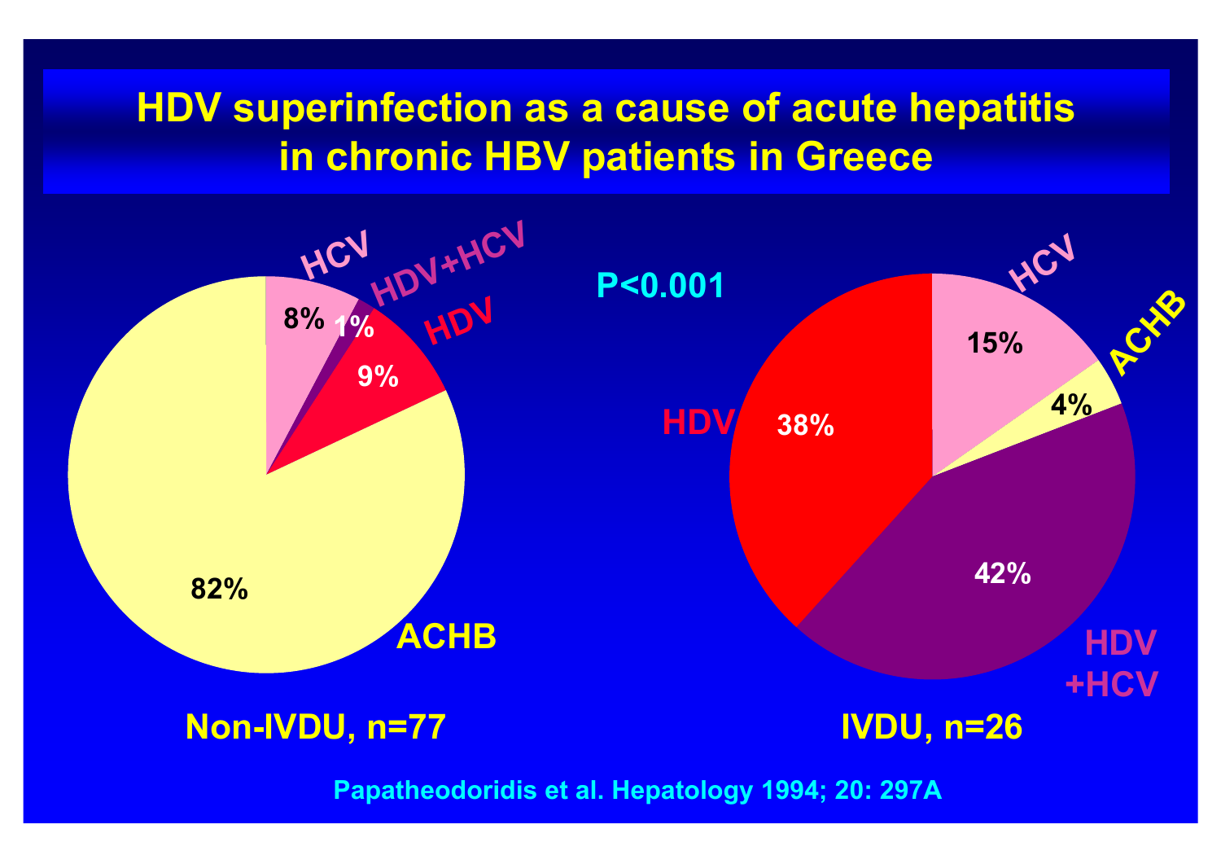# HDV superinfection as a cause of acute hepatitis in chronic HBV patients in Greece

P<0.001

| Cause | Non-IVDU, n=77 | IVDU, n=26 |
| --- | --- | --- |
| HCV | 8% | 15% |
| HDV+HCV | 1% | 42% |
| HDV | 9% | 38% |
| ACHB | 82% | 4% |

Papatheodoridis et al. Hepatology 1994; 20: 297A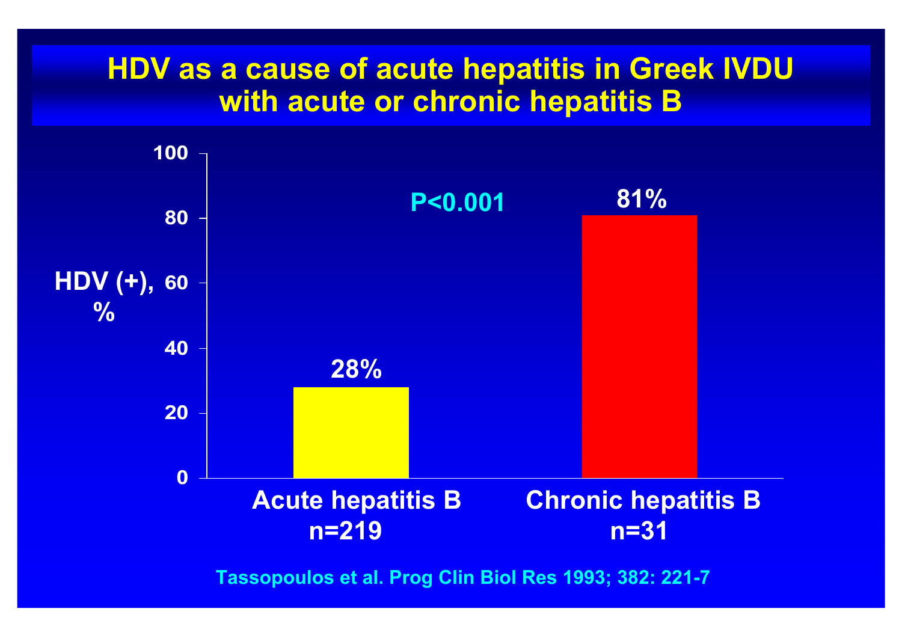# HDV as a cause of acute hepatitis in Greek IVDU with acute or chronic hepatitis B

HDV (+), %

P<0.001

| | Acute hepatitis B n=219 | Chronic hepatitis B n=31 |
|---|---|---|
| HDV (+), % | 28% | 81% |

Tassopoulos et al. Prog Clin Biol Res 1993; 382: 221-7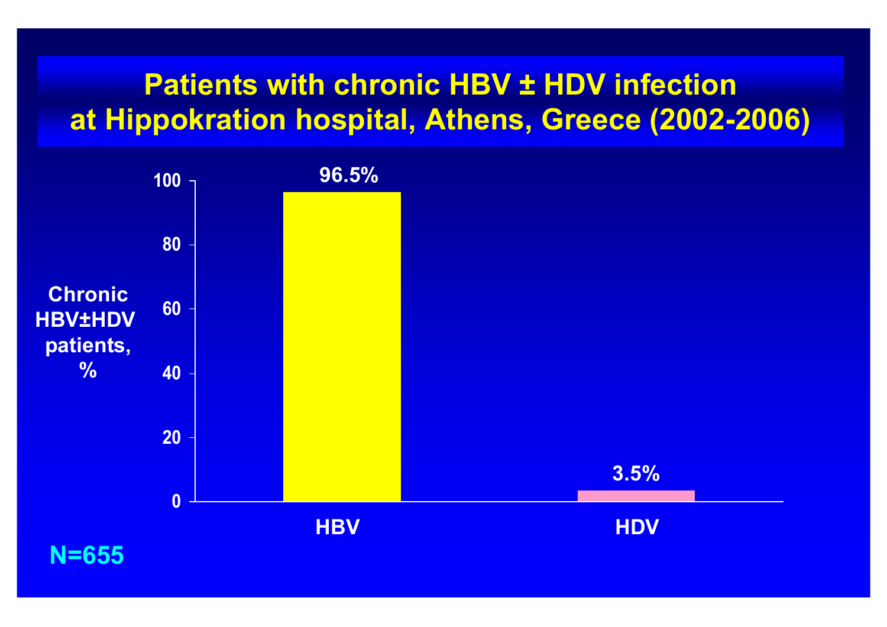# Patients with chronic HBV ± HDV infection at Hippokration hospital, Athens, Greece (2002-2006)

| | Chronic HBV±HDV patients, % |
|---|---|
| HBV | 96.5% |
| HDV | 3.5% |

N=655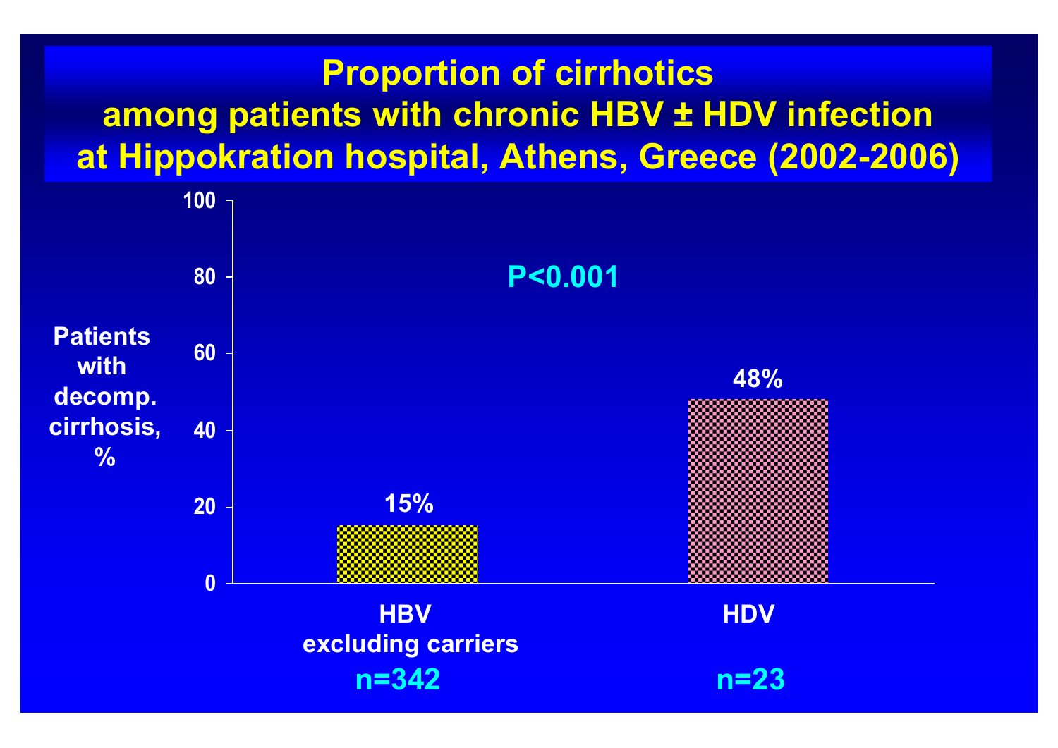# Proportion of cirrhotics among patients with chronic HBV ± HDV infection at Hippokration hospital, Athens, Greece (2002-2006)

P<0.001

| | HBV excluding carriers (n=342) | HDV (n=23) |
|---|---|---|
| Patients with decomp. cirrhosis, % | 15% | 48% |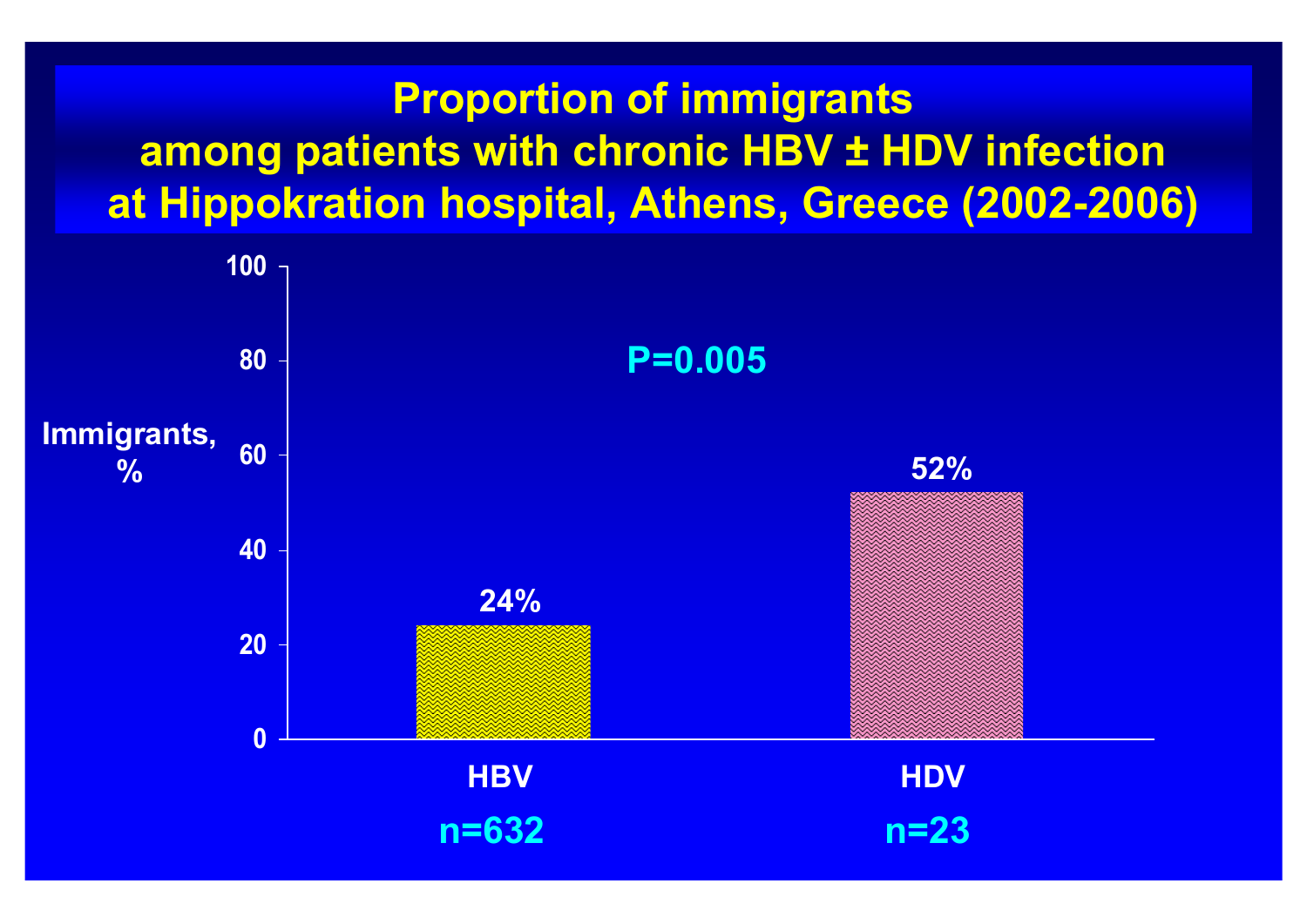# Proportion of immigrants among patients with chronic HBV ± HDV infection at Hippokration hospital, Athens, Greece (2002-2006)

P=0.005

Immigrants, %

| | HBV | HDV |
|---|---|---|
| Immigrants, % | 24% | 52% |
| n | n=632 | n=23 |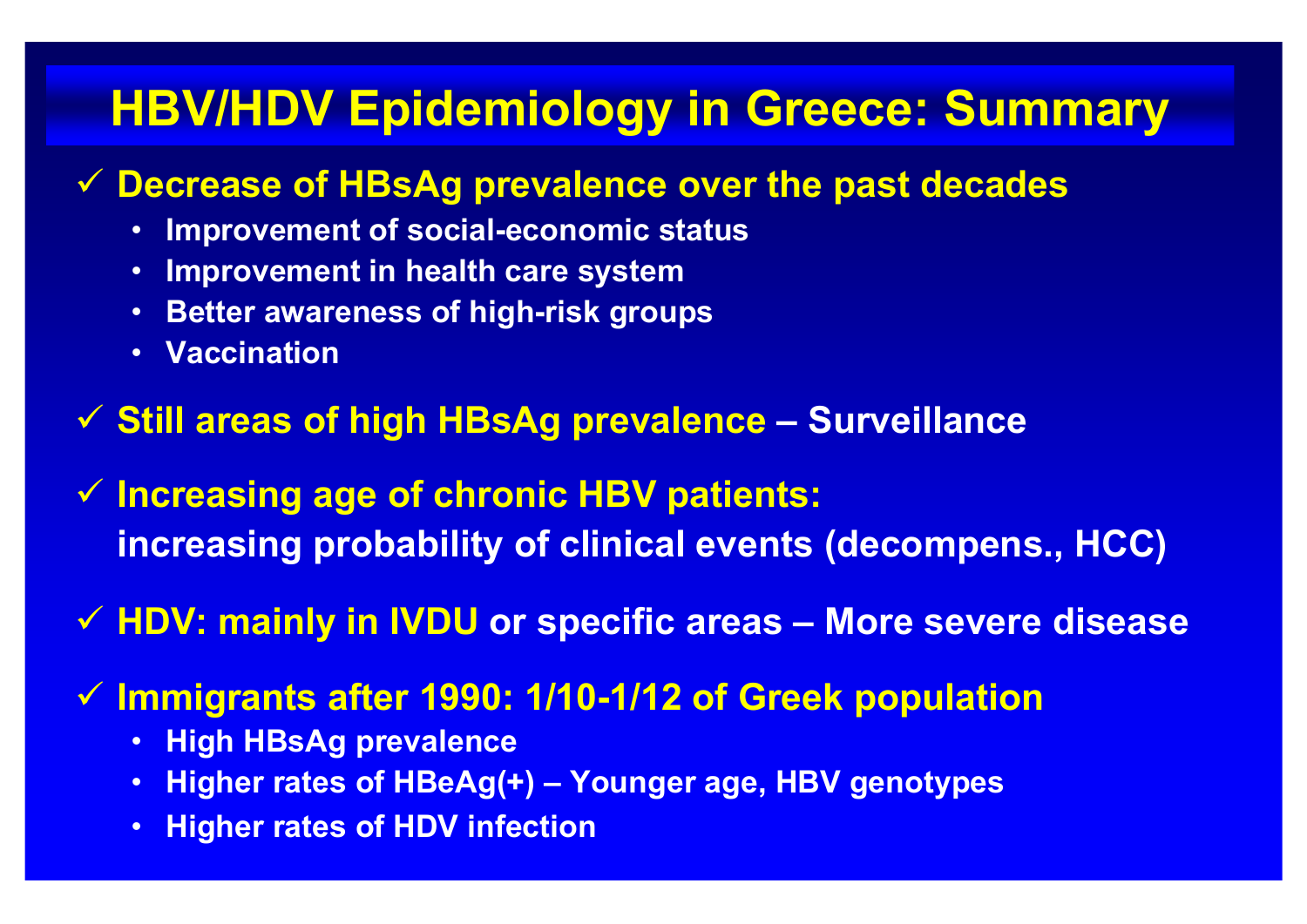# HBV/HDV Epidemiology in Greece: Summary

- ✓ **Decrease of HBsAg prevalence over the past decades**
  - **Improvement of social-economic status**
  - **Improvement in health care system**
  - **Better awareness of high-risk groups**
  - **Vaccination**

- ✓ **Still areas of high HBsAg prevalence – Surveillance**

- ✓ **Increasing age of chronic HBV patients: increasing probability of clinical events (decompens., HCC)**

- ✓ **HDV: mainly in IVDU or specific areas – More severe disease**

- ✓ **Immigrants after 1990: 1/10-1/12 of Greek population**
  - **High HBsAg prevalence**
  - **Higher rates of HBeAg(+) – Younger age, HBV genotypes**
  - **Higher rates of HDV infection**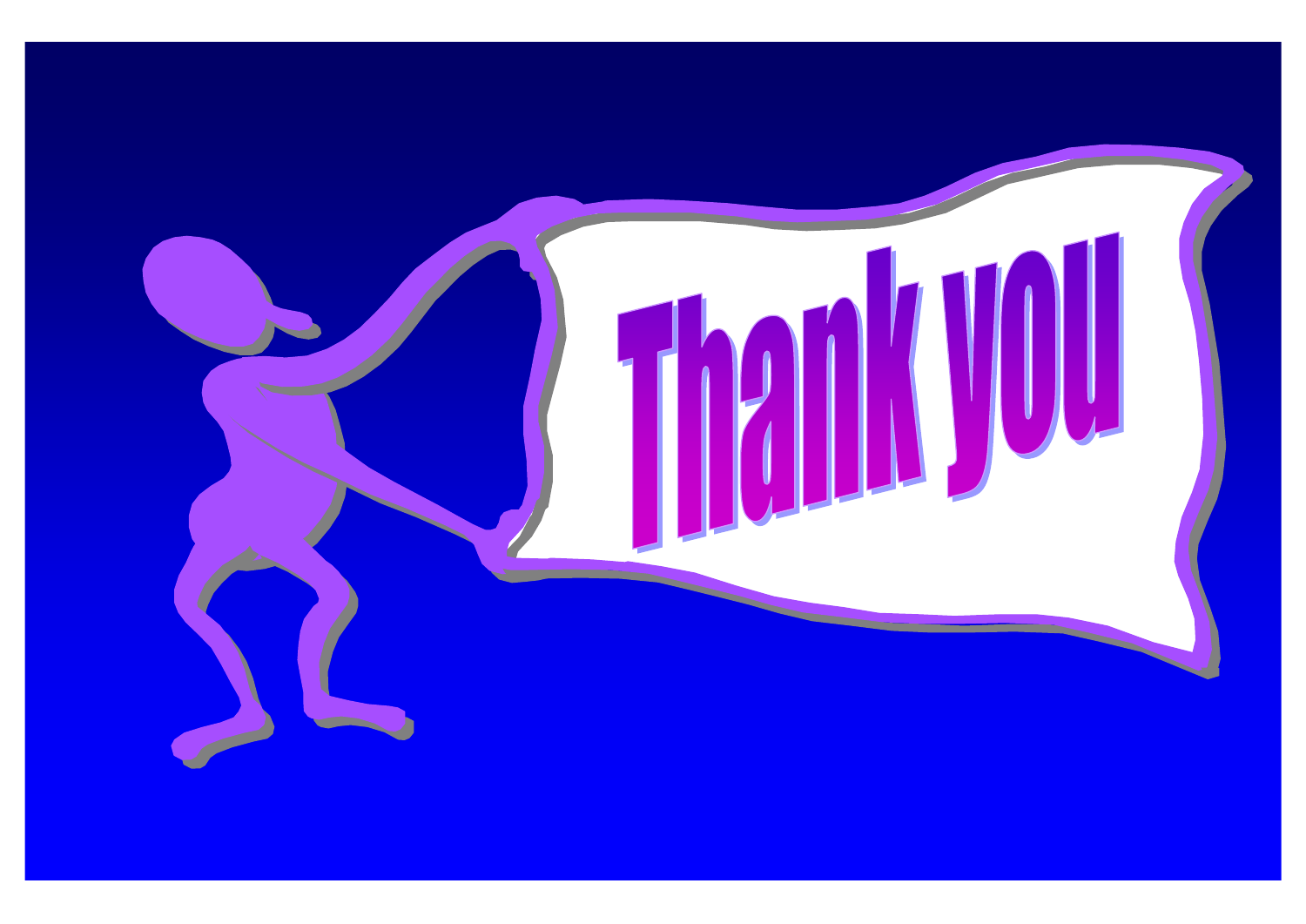Thank you